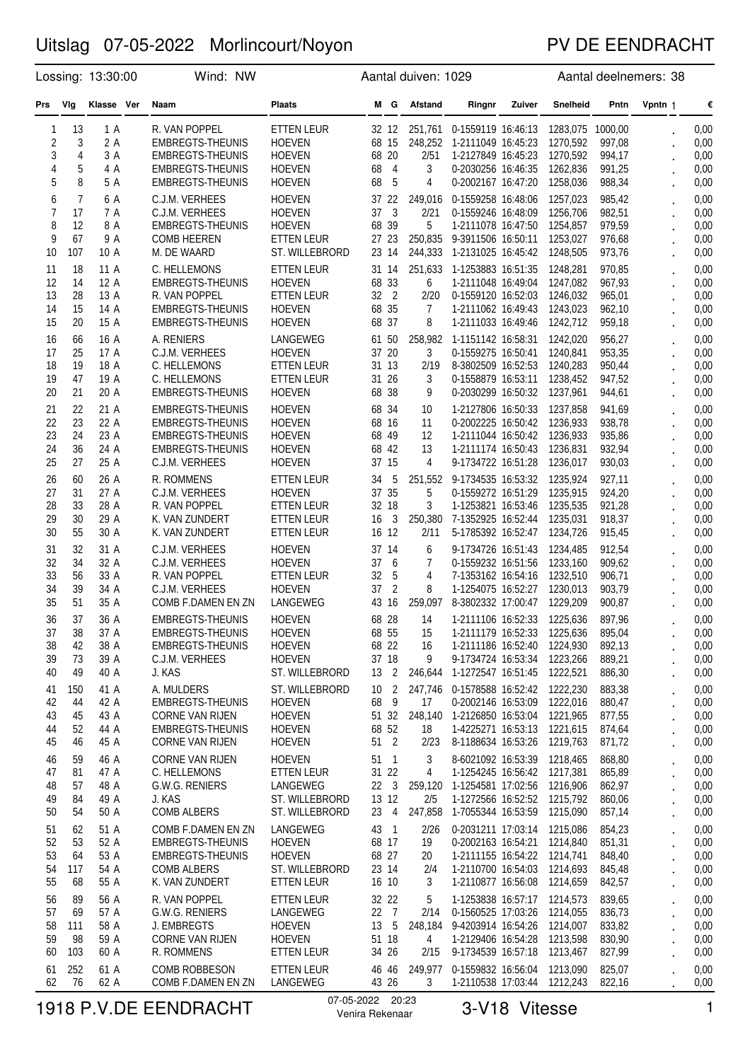# Uitslag 07-05-2022 Morlincourt/Noyon

PV DE EENDRACHT

Lossing: 13:30:00 Wind: NW Aantal duiven: 1029 Aantal deelnemers: 38

| Prs | Vlg | Klasse | Ver | Naam | Plaats | M | G | Afstand | Ringnr | Zuiver | Snelheid | Pntn | Vpntn | € |
|---|---|---|---|---|---|---|---|---|---|---|---|---|---|---|
| 1 | 13 | 1 A | | R. VAN POPPEL | ETTEN LEUR | 32 | 12 | 251,761 | 0-1559119 16:46:13 | | 1283,075 | 1000,00 | . | 0,00 |
| 2 | 3 | 2 A | | EMBREGTS-THEUNIS | HOEVEN | 68 | 15 | 248,252 | 1-2111049 16:45:23 | | 1270,592 | 997,08 | . | 0,00 |
| 3 | 4 | 3 A | | EMBREGTS-THEUNIS | HOEVEN | 68 | 20 | 2/51 | 1-2127849 16:45:23 | | 1270,592 | 994,17 | . | 0,00 |
| 4 | 5 | 4 A | | EMBREGTS-THEUNIS | HOEVEN | 68 | 4 | 3 | 0-2030256 16:46:35 | | 1262,836 | 991,25 | . | 0,00 |
| 5 | 8 | 5 A | | EMBREGTS-THEUNIS | HOEVEN | 68 | 5 | 4 | 0-2002167 16:47:20 | | 1258,036 | 988,34 | . | 0,00 |
| 6 | 7 | 6 A | | C.J.M. VERHEES | HOEVEN | 37 | 22 | 249,016 | 0-1559258 16:48:06 | | 1257,023 | 985,42 | . | 0,00 |
| 7 | 17 | 7 A | | C.J.M. VERHEES | HOEVEN | 37 | 3 | 2/21 | 0-1559246 16:48:09 | | 1256,706 | 982,51 | . | 0,00 |
| 8 | 12 | 8 A | | EMBREGTS-THEUNIS | HOEVEN | 68 | 39 | 5 | 1-2111078 16:47:50 | | 1254,857 | 979,59 | . | 0,00 |
| 9 | 67 | 9 A | | COMB HEEREN | ETTEN LEUR | 27 | 23 | 250,835 | 9-3911506 16:50:11 | | 1253,027 | 976,68 | . | 0,00 |
| 10 | 107 | 10 A | | M. DE WAARD | ST. WILLEBRORD | 23 | 14 | 244,333 | 1-2131025 16:45:42 | | 1248,505 | 973,76 | . | 0,00 |
| 11 | 18 | 11 A | | C. HELLEMONS | ETTEN LEUR | 31 | 14 | 251,633 | 1-1253883 16:51:35 | | 1248,281 | 970,85 | . | 0,00 |
| 12 | 14 | 12 A | | EMBREGTS-THEUNIS | HOEVEN | 68 | 33 | 6 | 1-2111048 16:49:04 | | 1247,082 | 967,93 | . | 0,00 |
| 13 | 28 | 13 A | | R. VAN POPPEL | ETTEN LEUR | 32 | 2 | 2/20 | 0-1559120 16:52:03 | | 1246,032 | 965,01 | . | 0,00 |
| 14 | 15 | 14 A | | EMBREGTS-THEUNIS | HOEVEN | 68 | 35 | 7 | 1-2111062 16:49:43 | | 1243,023 | 962,10 | . | 0,00 |
| 15 | 20 | 15 A | | EMBREGTS-THEUNIS | HOEVEN | 68 | 37 | 8 | 1-2111033 16:49:46 | | 1242,712 | 959,18 | . | 0,00 |
| 16 | 66 | 16 A | | A. RENIERS | LANGEWEG | 61 | 50 | 258,982 | 1-1151142 16:58:31 | | 1242,020 | 956,27 | . | 0,00 |
| 17 | 25 | 17 A | | C.J.M. VERHEES | HOEVEN | 37 | 20 | 3 | 0-1559275 16:50:41 | | 1240,841 | 953,35 | . | 0,00 |
| 18 | 19 | 18 A | | C. HELLEMONS | ETTEN LEUR | 31 | 13 | 2/19 | 8-3802509 16:52:53 | | 1240,283 | 950,44 | . | 0,00 |
| 19 | 47 | 19 A | | C. HELLEMONS | ETTEN LEUR | 31 | 26 | 3 | 0-1558879 16:53:11 | | 1238,452 | 947,52 | . | 0,00 |
| 20 | 21 | 20 A | | EMBREGTS-THEUNIS | HOEVEN | 68 | 38 | 9 | 0-2030299 16:50:32 | | 1237,961 | 944,61 | . | 0,00 |
| 21 | 22 | 21 A | | EMBREGTS-THEUNIS | HOEVEN | 68 | 34 | 10 | 1-2127806 16:50:33 | | 1237,858 | 941,69 | . | 0,00 |
| 22 | 23 | 22 A | | EMBREGTS-THEUNIS | HOEVEN | 68 | 16 | 11 | 0-2002225 16:50:42 | | 1236,933 | 938,78 | . | 0,00 |
| 23 | 24 | 23 A | | EMBREGTS-THEUNIS | HOEVEN | 68 | 49 | 12 | 1-2111044 16:50:42 | | 1236,933 | 935,86 | . | 0,00 |
| 24 | 36 | 24 A | | EMBREGTS-THEUNIS | HOEVEN | 68 | 42 | 13 | 1-2111174 16:50:43 | | 1236,831 | 932,94 | . | 0,00 |
| 25 | 27 | 25 A | | C.J.M. VERHEES | HOEVEN | 37 | 15 | 4 | 9-1734722 16:51:28 | | 1236,017 | 930,03 | . | 0,00 |
| 26 | 60 | 26 A | | R. ROMMENS | ETTEN LEUR | 34 | 5 | 251,552 | 9-1734535 16:53:32 | | 1235,924 | 927,11 | . | 0,00 |
| 27 | 31 | 27 A | | C.J.M. VERHEES | HOEVEN | 37 | 35 | 5 | 0-1559272 16:51:29 | | 1235,915 | 924,20 | . | 0,00 |
| 28 | 33 | 28 A | | R. VAN POPPEL | ETTEN LEUR | 32 | 18 | 3 | 1-1253821 16:53:46 | | 1235,535 | 921,28 | . | 0,00 |
| 29 | 30 | 29 A | | K. VAN ZUNDERT | ETTEN LEUR | 16 | 3 | 250,380 | 7-1352925 16:52:44 | | 1235,031 | 918,37 | . | 0,00 |
| 30 | 55 | 30 A | | K. VAN ZUNDERT | ETTEN LEUR | 16 | 12 | 2/11 | 5-1785392 16:52:47 | | 1234,726 | 915,45 | . | 0,00 |
| 31 | 32 | 31 A | | C.J.M. VERHEES | HOEVEN | 37 | 14 | 6 | 9-1734726 16:51:43 | | 1234,485 | 912,54 | . | 0,00 |
| 32 | 34 | 32 A | | C.J.M. VERHEES | HOEVEN | 37 | 6 | 7 | 0-1559232 16:51:56 | | 1233,160 | 909,62 | . | 0,00 |
| 33 | 56 | 33 A | | R. VAN POPPEL | ETTEN LEUR | 32 | 5 | 4 | 7-1353162 16:54:16 | | 1232,510 | 906,71 | . | 0,00 |
| 34 | 39 | 34 A | | C.J.M. VERHEES | HOEVEN | 37 | 2 | 8 | 1-1254075 16:52:27 | | 1230,013 | 903,79 | . | 0,00 |
| 35 | 51 | 35 A | | COMB F.DAMEN EN ZN | LANGEWEG | 43 | 16 | 259,097 | 8-3802332 17:00:47 | | 1229,209 | 900,87 | . | 0,00 |
| 36 | 37 | 36 A | | EMBREGTS-THEUNIS | HOEVEN | 68 | 28 | 14 | 1-2111106 16:52:33 | | 1225,636 | 897,96 | . | 0,00 |
| 37 | 38 | 37 A | | EMBREGTS-THEUNIS | HOEVEN | 68 | 55 | 15 | 1-2111179 16:52:33 | | 1225,636 | 895,04 | . | 0,00 |
| 38 | 42 | 38 A | | EMBREGTS-THEUNIS | HOEVEN | 68 | 22 | 16 | 1-2111186 16:52:40 | | 1224,930 | 892,13 | . | 0,00 |
| 39 | 73 | 39 A | | C.J.M. VERHEES | HOEVEN | 37 | 18 | 9 | 9-1734724 16:53:34 | | 1223,266 | 889,21 | . | 0,00 |
| 40 | 49 | 40 A | | J. KAS | ST. WILLEBRORD | 13 | 2 | 246,644 | 1-1272547 16:51:45 | | 1222,521 | 886,30 | . | 0,00 |
| 41 | 150 | 41 A | | A. MULDERS | ST. WILLEBRORD | 10 | 2 | 247,746 | 0-1578588 16:52:42 | | 1222,230 | 883,38 | . | 0,00 |
| 42 | 44 | 42 A | | EMBREGTS-THEUNIS | HOEVEN | 68 | 9 | 17 | 0-2002146 16:53:09 | | 1222,016 | 880,47 | . | 0,00 |
| 43 | 45 | 43 A | | CORNE VAN RIJEN | HOEVEN | 51 | 32 | 248,140 | 1-2126850 16:53:04 | | 1221,965 | 877,55 | . | 0,00 |
| 44 | 52 | 44 A | | EMBREGTS-THEUNIS | HOEVEN | 68 | 52 | 18 | 1-4225271 16:53:13 | | 1221,615 | 874,64 | . | 0,00 |
| 45 | 46 | 45 A | | CORNE VAN RIJEN | HOEVEN | 51 | 2 | 2/23 | 8-1188634 16:53:26 | | 1219,763 | 871,72 | . | 0,00 |
| 46 | 59 | 46 A | | CORNE VAN RIJEN | HOEVEN | 51 | 1 | 3 | 8-6021092 16:53:39 | | 1218,465 | 868,80 | . | 0,00 |
| 47 | 81 | 47 A | | C. HELLEMONS | ETTEN LEUR | 31 | 22 | 4 | 1-1254245 16:56:42 | | 1217,381 | 865,89 | . | 0,00 |
| 48 | 57 | 48 A | | G.W.G. RENIERS | LANGEWEG | 22 | 3 | 259,120 | 1-1254581 17:02:56 | | 1216,906 | 862,97 | . | 0,00 |
| 49 | 84 | 49 A | | J. KAS | ST. WILLEBRORD | 13 | 12 | 2/5 | 1-1272566 16:52:52 | | 1215,792 | 860,06 | . | 0,00 |
| 50 | 54 | 50 A | | COMB ALBERS | ST. WILLEBRORD | 23 | 4 | 247,858 | 1-7055344 16:53:59 | | 1215,090 | 857,14 | . | 0,00 |
| 51 | 62 | 51 A | | COMB F.DAMEN EN ZN | LANGEWEG | 43 | 1 | 2/26 | 0-2031211 17:03:14 | | 1215,086 | 854,23 | . | 0,00 |
| 52 | 53 | 52 A | | EMBREGTS-THEUNIS | HOEVEN | 68 | 17 | 19 | 0-2002163 16:54:21 | | 1214,840 | 851,31 | . | 0,00 |
| 53 | 64 | 53 A | | EMBREGTS-THEUNIS | HOEVEN | 68 | 27 | 20 | 1-2111155 16:54:22 | | 1214,741 | 848,40 | . | 0,00 |
| 54 | 117 | 54 A | | COMB ALBERS | ST. WILLEBRORD | 23 | 14 | 2/4 | 1-2110700 16:54:03 | | 1214,693 | 845,48 | . | 0,00 |
| 55 | 68 | 55 A | | K. VAN ZUNDERT | ETTEN LEUR | 16 | 10 | 3 | 1-2110877 16:56:08 | | 1214,659 | 842,57 | . | 0,00 |
| 56 | 89 | 56 A | | R. VAN POPPEL | ETTEN LEUR | 32 | 22 | 5 | 1-1253838 16:57:17 | | 1214,573 | 839,65 | . | 0,00 |
| 57 | 69 | 57 A | | G.W.G. RENIERS | LANGEWEG | 22 | 7 | 2/14 | 0-1560525 17:03:26 | | 1214,055 | 836,73 | . | 0,00 |
| 58 | 111 | 58 A | | J. EMBREGTS | HOEVEN | 13 | 5 | 248,184 | 9-4203914 16:54:26 | | 1214,007 | 833,82 | . | 0,00 |
| 59 | 98 | 59 A | | CORNE VAN RIJEN | HOEVEN | 51 | 18 | 4 | 1-2129406 16:54:28 | | 1213,598 | 830,90 | . | 0,00 |
| 60 | 103 | 60 A | | R. ROMMENS | ETTEN LEUR | 34 | 26 | 2/15 | 9-1734539 16:57:18 | | 1213,467 | 827,99 | . | 0,00 |
| 61 | 252 | 61 A | | COMB ROBBESON | ETTEN LEUR | 46 | 46 | 249,977 | 0-1559832 16:56:04 | | 1213,090 | 825,07 | . | 0,00 |
| 62 | 76 | 62 A | | COMB F.DAMEN EN ZN | LANGEWEG | 43 | 26 | 3 | 1-2110538 17:03:44 | | 1212,243 | 822,16 | . | 0,00 |

1918 P.V.DE EENDRACHT — 07-05-2022 20:23 Venira Rekenaar — 3-V18 Vitesse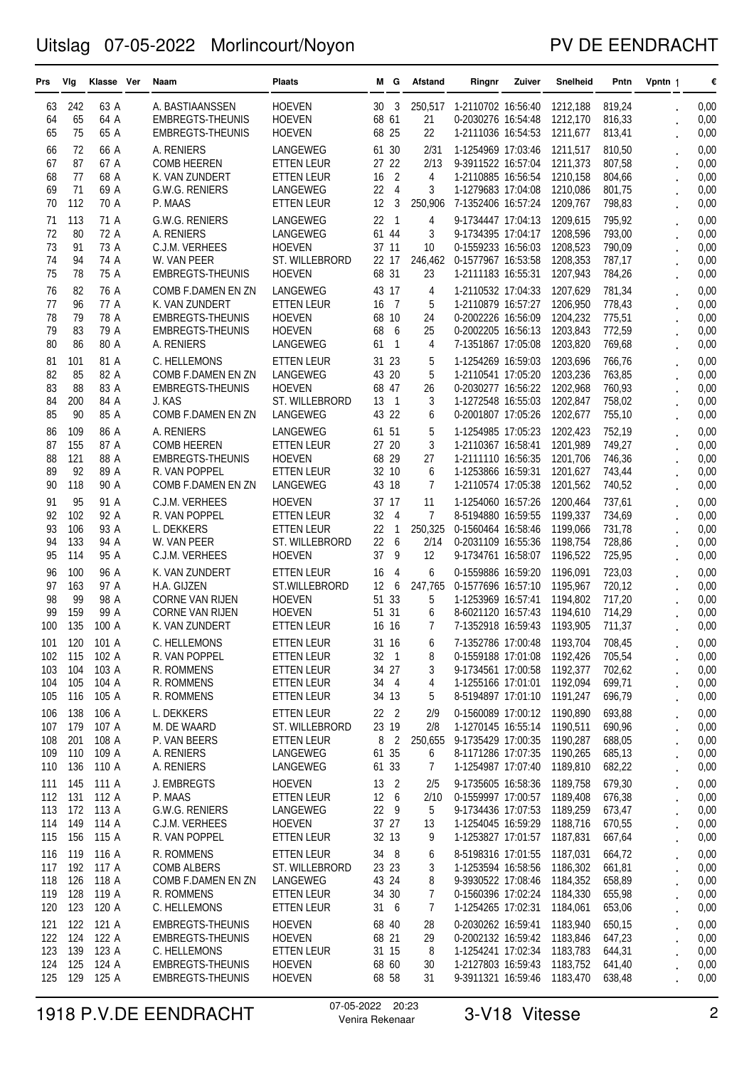# Uitslag 07-05-2022 Morlincourt/Noyon

PV DE EENDRACHT

| Prs | Vlg | Klasse | Ver | Naam | Plaats | M | G | Afstand | Ringnr | Zuiver | Snelheid | Pntn | Vpntn | € |
|---|---|---|---|---|---|---|---|---|---|---|---|---|---|---|
| 63 | 242 | 63 A | | A. BASTIAANSSEN | HOEVEN | 30 | 3 | 250,517 | 1-2110702 | 16:56:40 | 1212,188 | 819,24 | . | 0,00 |
| 64 | 65 | 64 A | | EMBREGTS-THEUNIS | HOEVEN | 68 | 61 | 21 | 0-2030276 | 16:54:48 | 1212,170 | 816,33 | . | 0,00 |
| 65 | 75 | 65 A | | EMBREGTS-THEUNIS | HOEVEN | 68 | 25 | 22 | 1-2111036 | 16:54:53 | 1211,677 | 813,41 | . | 0,00 |
| 66 | 72 | 66 A | | A. RENIERS | LANGEWEG | 61 | 30 | 2/31 | 1-1254969 | 17:03:46 | 1211,517 | 810,50 | . | 0,00 |
| 67 | 87 | 67 A | | COMB HEEREN | ETTEN LEUR | 27 | 22 | 2/13 | 9-3911522 | 16:57:04 | 1211,373 | 807,58 | . | 0,00 |
| 68 | 77 | 68 A | | K. VAN ZUNDERT | ETTEN LEUR | 16 | 2 | 4 | 1-2110885 | 16:56:54 | 1210,158 | 804,66 | . | 0,00 |
| 69 | 71 | 69 A | | G.W.G. RENIERS | LANGEWEG | 22 | 4 | 3 | 1-1279683 | 17:04:08 | 1210,086 | 801,75 | . | 0,00 |
| 70 | 112 | 70 A | | P. MAAS | ETTEN LEUR | 12 | 3 | 250,906 | 7-1352406 | 16:57:24 | 1209,767 | 798,83 | . | 0,00 |
| 71 | 113 | 71 A | | G.W.G. RENIERS | LANGEWEG | 22 | 1 | 4 | 9-1734447 | 17:04:13 | 1209,615 | 795,92 | . | 0,00 |
| 72 | 80 | 72 A | | A. RENIERS | LANGEWEG | 61 | 44 | 3 | 9-1734395 | 17:04:17 | 1208,596 | 793,00 | . | 0,00 |
| 73 | 91 | 73 A | | C.J.M. VERHEES | HOEVEN | 37 | 11 | 10 | 0-1559233 | 16:56:03 | 1208,523 | 790,09 | . | 0,00 |
| 74 | 94 | 74 A | | W. VAN PEER | ST. WILLEBRORD | 22 | 17 | 246,462 | 0-1577967 | 16:53:58 | 1208,353 | 787,17 | . | 0,00 |
| 75 | 78 | 75 A | | EMBREGTS-THEUNIS | HOEVEN | 68 | 31 | 23 | 1-2111183 | 16:55:31 | 1207,943 | 784,26 | . | 0,00 |
| 76 | 82 | 76 A | | COMB F.DAMEN EN ZN | LANGEWEG | 43 | 17 | 4 | 1-2110532 | 17:04:33 | 1207,629 | 781,34 | . | 0,00 |
| 77 | 96 | 77 A | | K. VAN ZUNDERT | ETTEN LEUR | 16 | 7 | 5 | 1-2110879 | 16:57:27 | 1206,950 | 778,43 | . | 0,00 |
| 78 | 79 | 78 A | | EMBREGTS-THEUNIS | HOEVEN | 68 | 10 | 24 | 0-2002226 | 16:56:09 | 1204,232 | 775,51 | . | 0,00 |
| 79 | 83 | 79 A | | EMBREGTS-THEUNIS | HOEVEN | 68 | 6 | 25 | 0-2002205 | 16:56:13 | 1203,843 | 772,59 | . | 0,00 |
| 80 | 86 | 80 A | | A. RENIERS | LANGEWEG | 61 | 1 | 4 | 7-1351867 | 17:05:08 | 1203,820 | 769,68 | . | 0,00 |
| 81 | 101 | 81 A | | C. HELLEMONS | ETTEN LEUR | 31 | 23 | 5 | 1-1254269 | 16:59:03 | 1203,696 | 766,76 | . | 0,00 |
| 82 | 85 | 82 A | | COMB F.DAMEN EN ZN | LANGEWEG | 43 | 20 | 5 | 1-2110541 | 17:05:20 | 1203,236 | 763,85 | . | 0,00 |
| 83 | 88 | 83 A | | EMBREGTS-THEUNIS | HOEVEN | 68 | 47 | 26 | 0-2030277 | 16:56:22 | 1202,968 | 760,93 | . | 0,00 |
| 84 | 200 | 84 A | | J. KAS | ST. WILLEBRORD | 13 | 1 | 3 | 1-1272548 | 16:55:03 | 1202,847 | 758,02 | . | 0,00 |
| 85 | 90 | 85 A | | COMB F.DAMEN EN ZN | LANGEWEG | 43 | 22 | 6 | 0-2001807 | 17:05:26 | 1202,677 | 755,10 | . | 0,00 |
| 86 | 109 | 86 A | | A. RENIERS | LANGEWEG | 61 | 51 | 5 | 1-1254985 | 17:05:23 | 1202,423 | 752,19 | . | 0,00 |
| 87 | 155 | 87 A | | COMB HEEREN | ETTEN LEUR | 27 | 20 | 3 | 1-2110367 | 16:58:41 | 1201,989 | 749,27 | . | 0,00 |
| 88 | 121 | 88 A | | EMBREGTS-THEUNIS | HOEVEN | 68 | 29 | 27 | 1-2111110 | 16:56:35 | 1201,706 | 746,36 | . | 0,00 |
| 89 | 92 | 89 A | | R. VAN POPPEL | ETTEN LEUR | 32 | 10 | 6 | 1-1253866 | 16:59:31 | 1201,627 | 743,44 | . | 0,00 |
| 90 | 118 | 90 A | | COMB F.DAMEN EN ZN | LANGEWEG | 43 | 18 | 7 | 1-2110574 | 17:05:38 | 1201,562 | 740,52 | . | 0,00 |
| 91 | 95 | 91 A | | C.J.M. VERHEES | HOEVEN | 37 | 17 | 11 | 1-1254060 | 16:57:26 | 1200,464 | 737,61 | . | 0,00 |
| 92 | 102 | 92 A | | R. VAN POPPEL | ETTEN LEUR | 32 | 4 | 7 | 8-5194880 | 16:59:55 | 1199,337 | 734,69 | . | 0,00 |
| 93 | 106 | 93 A | | L. DEKKERS | ETTEN LEUR | 22 | 1 | 250,325 | 0-1560464 | 16:58:46 | 1199,066 | 731,78 | . | 0,00 |
| 94 | 133 | 94 A | | W. VAN PEER | ST. WILLEBRORD | 22 | 6 | 2/14 | 0-2031109 | 16:55:36 | 1198,754 | 728,86 | . | 0,00 |
| 95 | 114 | 95 A | | C.J.M. VERHEES | HOEVEN | 37 | 9 | 12 | 9-1734761 | 16:58:07 | 1196,522 | 725,95 | . | 0,00 |
| 96 | 100 | 96 A | | K. VAN ZUNDERT | ETTEN LEUR | 16 | 4 | 6 | 0-1559886 | 16:59:20 | 1196,091 | 723,03 | . | 0,00 |
| 97 | 163 | 97 A | | H.A. GIJZEN | ST.WILLEBRORD | 12 | 6 | 247,765 | 0-1577696 | 16:57:10 | 1195,967 | 720,12 | . | 0,00 |
| 98 | 99 | 98 A | | CORNE VAN RIJEN | HOEVEN | 51 | 33 | 5 | 1-1253969 | 16:57:41 | 1194,802 | 717,20 | . | 0,00 |
| 99 | 159 | 99 A | | CORNE VAN RIJEN | HOEVEN | 51 | 31 | 6 | 8-6021120 | 16:57:43 | 1194,610 | 714,29 | . | 0,00 |
| 100 | 135 | 100 A | | K. VAN ZUNDERT | ETTEN LEUR | 16 | 16 | 7 | 7-1352918 | 16:59:43 | 1193,905 | 711,37 | . | 0,00 |
| 101 | 120 | 101 A | | C. HELLEMONS | ETTEN LEUR | 31 | 16 | 6 | 7-1352786 | 17:00:48 | 1193,704 | 708,45 | . | 0,00 |
| 102 | 115 | 102 A | | R. VAN POPPEL | ETTEN LEUR | 32 | 1 | 8 | 0-1559188 | 17:01:08 | 1192,426 | 705,54 | . | 0,00 |
| 103 | 104 | 103 A | | R. ROMMENS | ETTEN LEUR | 34 | 27 | 3 | 9-1734561 | 17:00:58 | 1192,377 | 702,62 | . | 0,00 |
| 104 | 105 | 104 A | | R. ROMMENS | ETTEN LEUR | 34 | 4 | 4 | 1-1255166 | 17:01:01 | 1192,094 | 699,71 | . | 0,00 |
| 105 | 116 | 105 A | | R. ROMMENS | ETTEN LEUR | 34 | 13 | 5 | 8-5194897 | 17:01:10 | 1191,247 | 696,79 | . | 0,00 |
| 106 | 138 | 106 A | | L. DEKKERS | ETTEN LEUR | 22 | 2 | 2/9 | 0-1560089 | 17:00:12 | 1190,890 | 693,88 | . | 0,00 |
| 107 | 179 | 107 A | | M. DE WAARD | ST. WILLEBRORD | 23 | 19 | 2/8 | 1-1270145 | 16:55:14 | 1190,511 | 690,96 | . | 0,00 |
| 108 | 201 | 108 A | | P. VAN BEERS | ETTEN LEUR | 8 | 2 | 250,655 | 9-1735429 | 17:00:35 | 1190,287 | 688,05 | . | 0,00 |
| 109 | 110 | 109 A | | A. RENIERS | LANGEWEG | 61 | 35 | 6 | 8-1171286 | 17:07:35 | 1190,265 | 685,13 | . | 0,00 |
| 110 | 136 | 110 A | | A. RENIERS | LANGEWEG | 61 | 33 | 7 | 1-1254987 | 17:07:40 | 1189,810 | 682,22 | . | 0,00 |
| 111 | 145 | 111 A | | J. EMBREGTS | HOEVEN | 13 | 2 | 2/5 | 9-1735605 | 16:58:36 | 1189,758 | 679,30 | . | 0,00 |
| 112 | 131 | 112 A | | P. MAAS | ETTEN LEUR | 12 | 6 | 2/10 | 0-1559997 | 17:00:57 | 1189,408 | 676,38 | . | 0,00 |
| 113 | 172 | 113 A | | G.W.G. RENIERS | LANGEWEG | 22 | 9 | 5 | 9-1734436 | 17:07:53 | 1189,259 | 673,47 | . | 0,00 |
| 114 | 149 | 114 A | | C.J.M. VERHEES | HOEVEN | 37 | 27 | 13 | 1-1254045 | 16:59:29 | 1188,716 | 670,55 | . | 0,00 |
| 115 | 156 | 115 A | | R. VAN POPPEL | ETTEN LEUR | 32 | 13 | 9 | 1-1253827 | 17:01:57 | 1187,831 | 667,64 | . | 0,00 |
| 116 | 119 | 116 A | | R. ROMMENS | ETTEN LEUR | 34 | 8 | 6 | 8-5198316 | 17:01:55 | 1187,031 | 664,72 | . | 0,00 |
| 117 | 192 | 117 A | | COMB ALBERS | ST. WILLEBRORD | 23 | 23 | 3 | 1-1253594 | 16:58:56 | 1186,302 | 661,81 | . | 0,00 |
| 118 | 126 | 118 A | | COMB F.DAMEN EN ZN | LANGEWEG | 43 | 24 | 8 | 9-3930522 | 17:08:46 | 1184,352 | 658,89 | . | 0,00 |
| 119 | 128 | 119 A | | R. ROMMENS | ETTEN LEUR | 34 | 30 | 7 | 0-1560396 | 17:02:24 | 1184,330 | 655,98 | . | 0,00 |
| 120 | 123 | 120 A | | C. HELLEMONS | ETTEN LEUR | 31 | 6 | 7 | 1-1254265 | 17:02:31 | 1184,061 | 653,06 | . | 0,00 |
| 121 | 122 | 121 A | | EMBREGTS-THEUNIS | HOEVEN | 68 | 40 | 28 | 0-2030262 | 16:59:41 | 1183,940 | 650,15 | . | 0,00 |
| 122 | 124 | 122 A | | EMBREGTS-THEUNIS | HOEVEN | 68 | 21 | 29 | 0-2002132 | 16:59:42 | 1183,846 | 647,23 | . | 0,00 |
| 123 | 139 | 123 A | | C. HELLEMONS | ETTEN LEUR | 31 | 15 | 8 | 1-1254241 | 17:02:34 | 1183,783 | 644,31 | . | 0,00 |
| 124 | 125 | 124 A | | EMBREGTS-THEUNIS | HOEVEN | 68 | 60 | 30 | 1-2127803 | 16:59:43 | 1183,752 | 641,40 | . | 0,00 |
| 125 | 129 | 125 A | | EMBREGTS-THEUNIS | HOEVEN | 68 | 58 | 31 | 9-3911321 | 16:59:46 | 1183,470 | 638,48 | . | 0,00 |

1918 P.V.DE EENDRACHT — 07-05-2022 20:23 Venira Rekenaar — 3-V18 Vitesse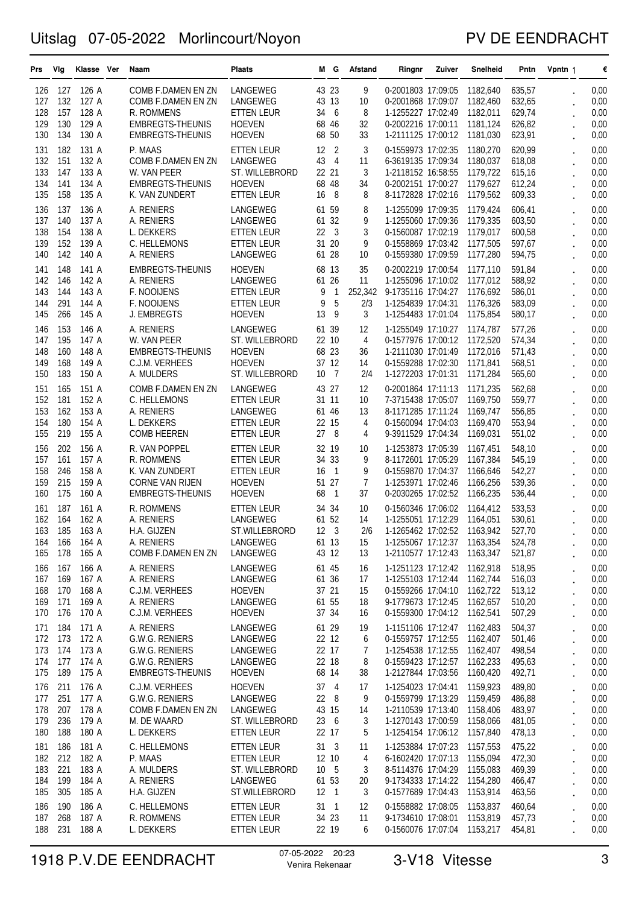# Uitslag 07-05-2022 Morlincourt/Noyon

PV DE EENDRACHT

| Prs | Vlg | Klasse | Ver | Naam | Plaats | M | G | Afstand | Ringnr | Zuiver | Snelheid | Pntn | Vpntn 1 | € |
|---|---|---|---|---|---|---|---|---|---|---|---|---|---|---|
| 126 | 127 | 126 A | | COMB F.DAMEN EN ZN | LANGEWEG | 43 | 23 | 9 | 0-2001803 17:09:05 | | 1182,640 | 635,57 | . | 0,00 |
| 127 | 132 | 127 A | | COMB F.DAMEN EN ZN | LANGEWEG | 43 | 13 | 10 | 0-2001868 17:09:07 | | 1182,460 | 632,65 | . | 0,00 |
| 128 | 157 | 128 A | | R. ROMMENS | ETTEN LEUR | 34 | 6 | 8 | 1-1255227 17:02:49 | | 1182,011 | 629,74 | . | 0,00 |
| 129 | 130 | 129 A | | EMBREGTS-THEUNIS | HOEVEN | 68 | 46 | 32 | 0-2002216 17:00:11 | | 1181,124 | 626,82 | . | 0,00 |
| 130 | 134 | 130 A | | EMBREGTS-THEUNIS | HOEVEN | 68 | 50 | 33 | 1-2111125 17:00:12 | | 1181,030 | 623,91 | . | 0,00 |
| 131 | 182 | 131 A | | P. MAAS | ETTEN LEUR | 12 | 2 | 3 | 0-1559973 17:02:35 | | 1180,270 | 620,99 | . | 0,00 |
| 132 | 151 | 132 A | | COMB F.DAMEN EN ZN | LANGEWEG | 43 | 4 | 11 | 6-3619135 17:09:34 | | 1180,037 | 618,08 | . | 0,00 |
| 133 | 147 | 133 A | | W. VAN PEER | ST. WILLEBRORD | 22 | 21 | 3 | 1-2118152 16:58:55 | | 1179,722 | 615,16 | . | 0,00 |
| 134 | 141 | 134 A | | EMBREGTS-THEUNIS | HOEVEN | 68 | 48 | 34 | 0-2002151 17:00:27 | | 1179,627 | 612,24 | . | 0,00 |
| 135 | 158 | 135 A | | K. VAN ZUNDERT | ETTEN LEUR | 16 | 8 | 8 | 8-1172828 17:02:16 | | 1179,562 | 609,33 | . | 0,00 |
| 136 | 137 | 136 A | | A. RENIERS | LANGEWEG | 61 | 59 | 8 | 1-1255099 17:09:35 | | 1179,424 | 606,41 | . | 0,00 |
| 137 | 140 | 137 A | | A. RENIERS | LANGEWEG | 61 | 32 | 9 | 1-1255060 17:09:36 | | 1179,335 | 603,50 | . | 0,00 |
| 138 | 154 | 138 A | | L. DEKKERS | ETTEN LEUR | 22 | 3 | 3 | 0-1560087 17:02:19 | | 1179,017 | 600,58 | . | 0,00 |
| 139 | 152 | 139 A | | C. HELLEMONS | ETTEN LEUR | 31 | 20 | 9 | 0-1558869 17:03:42 | | 1177,505 | 597,67 | . | 0,00 |
| 140 | 142 | 140 A | | A. RENIERS | LANGEWEG | 61 | 28 | 10 | 0-1559380 17:09:59 | | 1177,280 | 594,75 | . | 0,00 |
| 141 | 148 | 141 A | | EMBREGTS-THEUNIS | HOEVEN | 68 | 13 | 35 | 0-2002219 17:00:54 | | 1177,110 | 591,84 | . | 0,00 |
| 142 | 146 | 142 A | | A. RENIERS | LANGEWEG | 61 | 26 | 11 | 1-1255096 17:10:02 | | 1177,012 | 588,92 | . | 0,00 |
| 143 | 144 | 143 A | | F. NOOIJENS | ETTEN LEUR | 9 | 1 | 252,342 | 9-1735116 17:04:27 | | 1176,692 | 586,01 | . | 0,00 |
| 144 | 291 | 144 A | | F. NOOIJENS | ETTEN LEUR | 9 | 5 | 2/3 | 1-1254839 17:04:31 | | 1176,326 | 583,09 | . | 0,00 |
| 145 | 266 | 145 A | | J. EMBREGTS | HOEVEN | 13 | 9 | 3 | 1-1254483 17:01:04 | | 1175,854 | 580,17 | . | 0,00 |
| 146 | 153 | 146 A | | A. RENIERS | LANGEWEG | 61 | 39 | 12 | 1-1255049 17:10:27 | | 1174,787 | 577,26 | . | 0,00 |
| 147 | 195 | 147 A | | W. VAN PEER | ST. WILLEBRORD | 22 | 10 | 4 | 0-1577976 17:00:12 | | 1172,520 | 574,34 | . | 0,00 |
| 148 | 160 | 148 A | | EMBREGTS-THEUNIS | HOEVEN | 68 | 23 | 36 | 1-2111030 17:01:49 | | 1172,016 | 571,43 | . | 0,00 |
| 149 | 168 | 149 A | | C.J.M. VERHEES | HOEVEN | 37 | 12 | 14 | 0-1559288 17:02:30 | | 1171,841 | 568,51 | . | 0,00 |
| 150 | 183 | 150 A | | A. MULDERS | ST. WILLEBRORD | 10 | 7 | 2/4 | 1-1272203 17:01:31 | | 1171,284 | 565,60 | . | 0,00 |
| 151 | 165 | 151 A | | COMB F.DAMEN EN ZN | LANGEWEG | 43 | 27 | 12 | 0-2001864 17:11:13 | | 1171,235 | 562,68 | . | 0,00 |
| 152 | 181 | 152 A | | C. HELLEMONS | ETTEN LEUR | 31 | 11 | 10 | 7-3715438 17:05:07 | | 1169,750 | 559,77 | . | 0,00 |
| 153 | 162 | 153 A | | A. RENIERS | LANGEWEG | 61 | 46 | 13 | 8-1171285 17:11:24 | | 1169,747 | 556,85 | . | 0,00 |
| 154 | 180 | 154 A | | L. DEKKERS | ETTEN LEUR | 22 | 15 | 4 | 0-1560094 17:04:03 | | 1169,470 | 553,94 | . | 0,00 |
| 155 | 219 | 155 A | | COMB HEEREN | ETTEN LEUR | 27 | 8 | 4 | 9-3911529 17:04:34 | | 1169,031 | 551,02 | . | 0,00 |
| 156 | 202 | 156 A | | R. VAN POPPEL | ETTEN LEUR | 32 | 19 | 10 | 1-1253873 17:05:39 | | 1167,451 | 548,10 | . | 0,00 |
| 157 | 161 | 157 A | | R. ROMMENS | ETTEN LEUR | 34 | 33 | 9 | 8-1172601 17:05:29 | | 1167,384 | 545,19 | . | 0,00 |
| 158 | 246 | 158 A | | K. VAN ZUNDERT | ETTEN LEUR | 16 | 1 | 9 | 0-1559870 17:04:37 | | 1166,646 | 542,27 | . | 0,00 |
| 159 | 215 | 159 A | | CORNE VAN RIJEN | HOEVEN | 51 | 27 | 7 | 1-1253971 17:02:46 | | 1166,256 | 539,36 | . | 0,00 |
| 160 | 175 | 160 A | | EMBREGTS-THEUNIS | HOEVEN | 68 | 1 | 37 | 0-2030265 17:02:52 | | 1166,235 | 536,44 | . | 0,00 |
| 161 | 187 | 161 A | | R. ROMMENS | ETTEN LEUR | 34 | 34 | 10 | 0-1560346 17:06:02 | | 1164,412 | 533,53 | . | 0,00 |
| 162 | 164 | 162 A | | A. RENIERS | LANGEWEG | 61 | 52 | 14 | 1-1255051 17:12:29 | | 1164,051 | 530,61 | . | 0,00 |
| 163 | 185 | 163 A | | H.A. GIJZEN | ST.WILLEBRORD | 12 | 3 | 2/6 | 1-1265462 17:02:52 | | 1163,942 | 527,70 | . | 0,00 |
| 164 | 166 | 164 A | | A. RENIERS | LANGEWEG | 61 | 13 | 15 | 1-1255067 17:12:37 | | 1163,354 | 524,78 | . | 0,00 |
| 165 | 178 | 165 A | | COMB F.DAMEN EN ZN | LANGEWEG | 43 | 12 | 13 | 1-2110577 17:12:43 | | 1163,347 | 521,87 | . | 0,00 |
| 166 | 167 | 166 A | | A. RENIERS | LANGEWEG | 61 | 45 | 16 | 1-1251123 17:12:42 | | 1162,918 | 518,95 | . | 0,00 |
| 167 | 169 | 167 A | | A. RENIERS | LANGEWEG | 61 | 36 | 17 | 1-1255103 17:12:44 | | 1162,744 | 516,03 | . | 0,00 |
| 168 | 170 | 168 A | | C.J.M. VERHEES | HOEVEN | 37 | 21 | 15 | 0-1559266 17:04:10 | | 1162,722 | 513,12 | . | 0,00 |
| 169 | 171 | 169 A | | A. RENIERS | LANGEWEG | 61 | 55 | 18 | 9-1779673 17:12:45 | | 1162,657 | 510,20 | . | 0,00 |
| 170 | 176 | 170 A | | C.J.M. VERHEES | HOEVEN | 37 | 34 | 16 | 0-1559300 17:04:12 | | 1162,541 | 507,29 | . | 0,00 |
| 171 | 184 | 171 A | | A. RENIERS | LANGEWEG | 61 | 29 | 19 | 1-1151106 17:12:47 | | 1162,483 | 504,37 | . | 0,00 |
| 172 | 173 | 172 A | | G.W.G. RENIERS | LANGEWEG | 22 | 12 | 6 | 0-1559757 17:12:55 | | 1162,407 | 501,46 | . | 0,00 |
| 173 | 174 | 173 A | | G.W.G. RENIERS | LANGEWEG | 22 | 17 | 7 | 1-1254538 17:12:55 | | 1162,407 | 498,54 | . | 0,00 |
| 174 | 177 | 174 A | | G.W.G. RENIERS | LANGEWEG | 22 | 18 | 8 | 0-1559423 17:12:57 | | 1162,233 | 495,63 | . | 0,00 |
| 175 | 189 | 175 A | | EMBREGTS-THEUNIS | HOEVEN | 68 | 14 | 38 | 1-2127844 17:03:56 | | 1160,420 | 492,71 | . | 0,00 |
| 176 | 211 | 176 A | | C.J.M. VERHEES | HOEVEN | 37 | 4 | 17 | 1-1254023 17:04:41 | | 1159,923 | 489,80 | . | 0,00 |
| 177 | 251 | 177 A | | G.W.G. RENIERS | LANGEWEG | 22 | 8 | 9 | 0-1559799 17:13:29 | | 1159,459 | 486,88 | . | 0,00 |
| 178 | 207 | 178 A | | COMB F.DAMEN EN ZN | LANGEWEG | 43 | 15 | 14 | 1-2110539 17:13:40 | | 1158,406 | 483,97 | . | 0,00 |
| 179 | 236 | 179 A | | M. DE WAARD | ST. WILLEBRORD | 23 | 6 | 3 | 1-1270143 17:00:59 | | 1158,066 | 481,05 | . | 0,00 |
| 180 | 188 | 180 A | | L. DEKKERS | ETTEN LEUR | 22 | 17 | 5 | 1-1254154 17:06:12 | | 1157,840 | 478,13 | . | 0,00 |
| 181 | 186 | 181 A | | C. HELLEMONS | ETTEN LEUR | 31 | 3 | 11 | 1-1253884 17:07:23 | | 1157,553 | 475,22 | . | 0,00 |
| 182 | 212 | 182 A | | P. MAAS | ETTEN LEUR | 12 | 10 | 4 | 6-1602420 17:07:13 | | 1155,094 | 472,30 | . | 0,00 |
| 183 | 221 | 183 A | | A. MULDERS | ST. WILLEBRORD | 10 | 5 | 3 | 8-5114376 17:04:29 | | 1155,083 | 469,39 | . | 0,00 |
| 184 | 199 | 184 A | | A. RENIERS | LANGEWEG | 61 | 53 | 20 | 9-1734333 17:14:22 | | 1154,280 | 466,47 | . | 0,00 |
| 185 | 305 | 185 A | | H.A. GIJZEN | ST.WILLEBRORD | 12 | 1 | 3 | 0-1577689 17:04:43 | | 1153,914 | 463,56 | . | 0,00 |
| 186 | 190 | 186 A | | C. HELLEMONS | ETTEN LEUR | 31 | 1 | 12 | 0-1558882 17:08:05 | | 1153,837 | 460,64 | . | 0,00 |
| 187 | 268 | 187 A | | R. ROMMENS | ETTEN LEUR | 34 | 23 | 11 | 9-1734610 17:08:01 | | 1153,819 | 457,73 | . | 0,00 |
| 188 | 231 | 188 A | | L. DEKKERS | ETTEN LEUR | 22 | 19 | 6 | 0-1560076 17:07:04 | | 1153,217 | 454,81 | . | 0,00 |

1918 P.V.DE EENDRACHT — 07-05-2022 20:23 Venira Rekenaar — 3-V18 Vitesse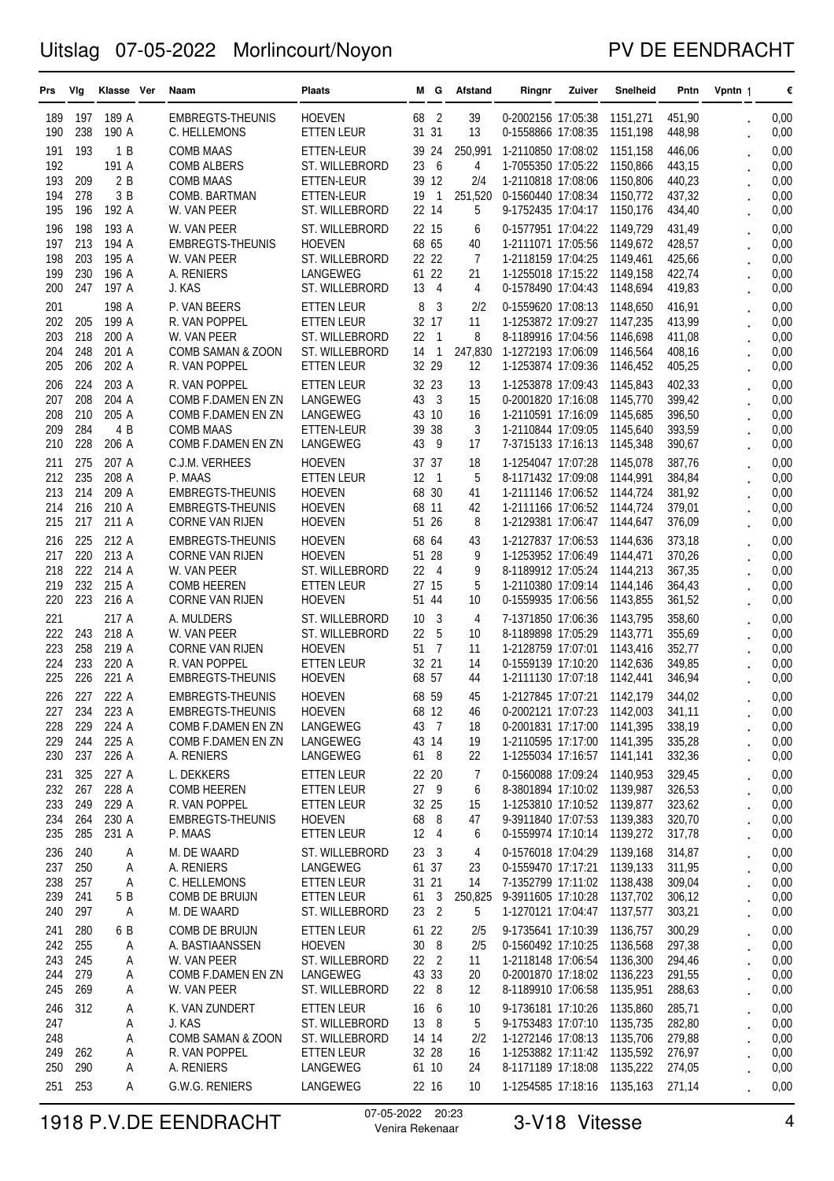# Uitslag 07-05-2022 Morlincourt/Noyon

PV DE EENDRACHT

| Prs | Vlg | Klasse | Ver | Naam | Plaats | M | G | Afstand | Ringnr | Zuiver | Snelheid | Pntn | Vpntn | € |
|---|---|---|---|---|---|---|---|---|---|---|---|---|---|---|
| 189 | 197 | 189 A | | EMBREGTS-THEUNIS | HOEVEN | 68 | 2 | 39 | 0-2002156 | 17:05:38 | 1151,271 | 451,90 | . | 0,00 |
| 190 | 238 | 190 A | | C. HELLEMONS | ETTEN LEUR | 31 | 31 | 13 | 0-1558866 | 17:08:35 | 1151,198 | 448,98 | . | 0,00 |
| 191 | 193 | 1 B | | COMB MAAS | ETTEN-LEUR | 39 | 24 | 250,991 | 1-2110850 | 17:08:02 | 1151,158 | 446,06 | . | 0,00 |
| 192 | | 191 A | | COMB ALBERS | ST. WILLEBRORD | 23 | 6 | 4 | 1-7055350 | 17:05:22 | 1150,866 | 443,15 | . | 0,00 |
| 193 | 209 | 2 B | | COMB MAAS | ETTEN-LEUR | 39 | 12 | 2/4 | 1-2110818 | 17:08:06 | 1150,806 | 440,23 | . | 0,00 |
| 194 | 278 | 3 B | | COMB. BARTMAN | ETTEN-LEUR | 19 | 1 | 251,520 | 0-1560440 | 17:08:34 | 1150,772 | 437,32 | . | 0,00 |
| 195 | 196 | 192 A | | W. VAN PEER | ST. WILLEBRORD | 22 | 14 | 5 | 9-1752435 | 17:04:17 | 1150,176 | 434,40 | . | 0,00 |
| 196 | 198 | 193 A | | W. VAN PEER | ST. WILLEBRORD | 22 | 15 | 6 | 0-1577951 | 17:04:22 | 1149,729 | 431,49 | . | 0,00 |
| 197 | 213 | 194 A | | EMBREGTS-THEUNIS | HOEVEN | 68 | 65 | 40 | 1-2111071 | 17:05:56 | 1149,672 | 428,57 | . | 0,00 |
| 198 | 203 | 195 A | | W. VAN PEER | ST. WILLEBRORD | 22 | 22 | 7 | 1-2118159 | 17:04:25 | 1149,461 | 425,66 | . | 0,00 |
| 199 | 230 | 196 A | | A. RENIERS | LANGEWEG | 61 | 22 | 21 | 1-1255018 | 17:15:22 | 1149,158 | 422,74 | . | 0,00 |
| 200 | 247 | 197 A | | J. KAS | ST. WILLEBRORD | 13 | 4 | 4 | 0-1578490 | 17:04:43 | 1148,694 | 419,83 | . | 0,00 |
| 201 | | 198 A | | P. VAN BEERS | ETTEN LEUR | 8 | 3 | 2/2 | 0-1559620 | 17:08:13 | 1148,650 | 416,91 | . | 0,00 |
| 202 | 205 | 199 A | | R. VAN POPPEL | ETTEN LEUR | 32 | 17 | 11 | 1-1253872 | 17:09:27 | 1147,235 | 413,99 | . | 0,00 |
| 203 | 218 | 200 A | | W. VAN PEER | ST. WILLEBRORD | 22 | 1 | 8 | 8-1189916 | 17:04:56 | 1146,698 | 411,08 | . | 0,00 |
| 204 | 248 | 201 A | | COMB SAMAN & ZOON | ST. WILLEBRORD | 14 | 1 | 247,830 | 1-1272193 | 17:06:09 | 1146,564 | 408,16 | . | 0,00 |
| 205 | 206 | 202 A | | R. VAN POPPEL | ETTEN LEUR | 32 | 29 | 12 | 1-1253874 | 17:09:36 | 1146,452 | 405,25 | . | 0,00 |
| 206 | 224 | 203 A | | R. VAN POPPEL | ETTEN LEUR | 32 | 23 | 13 | 1-1253878 | 17:09:43 | 1145,843 | 402,33 | . | 0,00 |
| 207 | 208 | 204 A | | COMB F.DAMEN EN ZN | LANGEWEG | 43 | 3 | 15 | 0-2001820 | 17:16:08 | 1145,770 | 399,42 | . | 0,00 |
| 208 | 210 | 205 A | | COMB F.DAMEN EN ZN | LANGEWEG | 43 | 10 | 16 | 1-2110591 | 17:16:09 | 1145,685 | 396,50 | . | 0,00 |
| 209 | 284 | 4 B | | COMB MAAS | ETTEN-LEUR | 39 | 38 | 3 | 1-2110844 | 17:09:05 | 1145,640 | 393,59 | . | 0,00 |
| 210 | 228 | 206 A | | COMB F.DAMEN EN ZN | LANGEWEG | 43 | 9 | 17 | 7-3715133 | 17:16:13 | 1145,348 | 390,67 | . | 0,00 |
| 211 | 275 | 207 A | | C.J.M. VERHEES | HOEVEN | 37 | 37 | 18 | 1-1254047 | 17:07:28 | 1145,078 | 387,76 | . | 0,00 |
| 212 | 235 | 208 A | | P. MAAS | ETTEN LEUR | 12 | 1 | 5 | 8-1171432 | 17:09:08 | 1144,991 | 384,84 | . | 0,00 |
| 213 | 214 | 209 A | | EMBREGTS-THEUNIS | HOEVEN | 68 | 30 | 41 | 1-2111146 | 17:06:52 | 1144,724 | 381,92 | . | 0,00 |
| 214 | 216 | 210 A | | EMBREGTS-THEUNIS | HOEVEN | 68 | 11 | 42 | 1-2111166 | 17:06:52 | 1144,724 | 379,01 | . | 0,00 |
| 215 | 217 | 211 A | | CORNE VAN RIJEN | HOEVEN | 51 | 26 | 8 | 1-2129381 | 17:06:47 | 1144,647 | 376,09 | . | 0,00 |
| 216 | 225 | 212 A | | EMBREGTS-THEUNIS | HOEVEN | 68 | 64 | 43 | 1-2127837 | 17:06:53 | 1144,636 | 373,18 | . | 0,00 |
| 217 | 220 | 213 A | | CORNE VAN RIJEN | HOEVEN | 51 | 28 | 9 | 1-1253952 | 17:06:49 | 1144,471 | 370,26 | . | 0,00 |
| 218 | 222 | 214 A | | W. VAN PEER | ST. WILLEBRORD | 22 | 4 | 9 | 8-1189912 | 17:05:24 | 1144,213 | 367,35 | . | 0,00 |
| 219 | 232 | 215 A | | COMB HEEREN | ETTEN LEUR | 27 | 15 | 5 | 1-2110380 | 17:09:14 | 1144,146 | 364,43 | . | 0,00 |
| 220 | 223 | 216 A | | CORNE VAN RIJEN | HOEVEN | 51 | 44 | 10 | 0-1559935 | 17:06:56 | 1143,855 | 361,52 | . | 0,00 |
| 221 | | 217 A | | A. MULDERS | ST. WILLEBRORD | 10 | 3 | 4 | 7-1371850 | 17:06:36 | 1143,795 | 358,60 | . | 0,00 |
| 222 | 243 | 218 A | | W. VAN PEER | ST. WILLEBRORD | 22 | 5 | 10 | 8-1189898 | 17:05:29 | 1143,771 | 355,69 | . | 0,00 |
| 223 | 258 | 219 A | | CORNE VAN RIJEN | HOEVEN | 51 | 7 | 11 | 1-2128759 | 17:07:01 | 1143,416 | 352,77 | . | 0,00 |
| 224 | 233 | 220 A | | R. VAN POPPEL | ETTEN LEUR | 32 | 21 | 14 | 0-1559139 | 17:10:20 | 1142,636 | 349,85 | . | 0,00 |
| 225 | 226 | 221 A | | EMBREGTS-THEUNIS | HOEVEN | 68 | 57 | 44 | 1-2111130 | 17:07:18 | 1142,441 | 346,94 | . | 0,00 |
| 226 | 227 | 222 A | | EMBREGTS-THEUNIS | HOEVEN | 68 | 59 | 45 | 1-2127845 | 17:07:21 | 1142,179 | 344,02 | . | 0,00 |
| 227 | 234 | 223 A | | EMBREGTS-THEUNIS | HOEVEN | 68 | 12 | 46 | 0-2002121 | 17:07:23 | 1142,003 | 341,11 | . | 0,00 |
| 228 | 229 | 224 A | | COMB F.DAMEN EN ZN | LANGEWEG | 43 | 7 | 18 | 0-2001831 | 17:17:00 | 1141,395 | 338,19 | . | 0,00 |
| 229 | 244 | 225 A | | COMB F.DAMEN EN ZN | LANGEWEG | 43 | 14 | 19 | 1-2110595 | 17:17:00 | 1141,395 | 335,28 | . | 0,00 |
| 230 | 237 | 226 A | | A. RENIERS | LANGEWEG | 61 | 8 | 22 | 1-1255034 | 17:16:57 | 1141,141 | 332,36 | . | 0,00 |
| 231 | 325 | 227 A | | L. DEKKERS | ETTEN LEUR | 22 | 20 | 7 | 0-1560088 | 17:09:24 | 1140,953 | 329,45 | . | 0,00 |
| 232 | 267 | 228 A | | COMB HEEREN | ETTEN LEUR | 27 | 9 | 6 | 8-3801894 | 17:10:02 | 1139,987 | 326,53 | . | 0,00 |
| 233 | 249 | 229 A | | R. VAN POPPEL | ETTEN LEUR | 32 | 25 | 15 | 1-1253810 | 17:10:52 | 1139,877 | 323,62 | . | 0,00 |
| 234 | 264 | 230 A | | EMBREGTS-THEUNIS | HOEVEN | 68 | 8 | 47 | 9-3911840 | 17:07:53 | 1139,383 | 320,70 | . | 0,00 |
| 235 | 285 | 231 A | | P. MAAS | ETTEN LEUR | 12 | 4 | 6 | 0-1559974 | 17:10:14 | 1139,272 | 317,78 | . | 0,00 |
| 236 | 240 | A | | M. DE WAARD | ST. WILLEBRORD | 23 | 3 | 4 | 0-1576018 | 17:04:29 | 1139,168 | 314,87 | . | 0,00 |
| 237 | 250 | A | | A. RENIERS | LANGEWEG | 61 | 37 | 23 | 0-1559470 | 17:17:21 | 1139,133 | 311,95 | . | 0,00 |
| 238 | 257 | A | | C. HELLEMONS | ETTEN LEUR | 31 | 21 | 14 | 7-1352799 | 17:11:02 | 1138,438 | 309,04 | . | 0,00 |
| 239 | 241 | 5 B | | COMB DE BRUIJN | ETTEN LEUR | 61 | 3 | 250,825 | 9-3911605 | 17:10:28 | 1137,702 | 306,12 | . | 0,00 |
| 240 | 297 | A | | M. DE WAARD | ST. WILLEBRORD | 23 | 2 | 5 | 1-1270121 | 17:04:47 | 1137,577 | 303,21 | . | 0,00 |
| 241 | 280 | 6 B | | COMB DE BRUIJN | ETTEN LEUR | 61 | 22 | 2/5 | 9-1735641 | 17:10:39 | 1136,757 | 300,29 | . | 0,00 |
| 242 | 255 | A | | A. BASTIAANSSEN | HOEVEN | 30 | 8 | 2/5 | 0-1560492 | 17:10:25 | 1136,568 | 297,38 | . | 0,00 |
| 243 | 245 | A | | W. VAN PEER | ST. WILLEBRORD | 22 | 2 | 11 | 1-2118148 | 17:06:54 | 1136,300 | 294,46 | . | 0,00 |
| 244 | 279 | A | | COMB F.DAMEN EN ZN | LANGEWEG | 43 | 33 | 20 | 0-2001870 | 17:18:02 | 1136,223 | 291,55 | . | 0,00 |
| 245 | 269 | A | | W. VAN PEER | ST. WILLEBRORD | 22 | 8 | 12 | 8-1189910 | 17:06:58 | 1135,951 | 288,63 | . | 0,00 |
| 246 | 312 | A | | K. VAN ZUNDERT | ETTEN LEUR | 16 | 6 | 10 | 9-1736181 | 17:10:26 | 1135,860 | 285,71 | . | 0,00 |
| 247 | | A | | J. KAS | ST. WILLEBRORD | 13 | 8 | 5 | 9-1753483 | 17:07:10 | 1135,735 | 282,80 | . | 0,00 |
| 248 | | A | | COMB SAMAN & ZOON | ST. WILLEBRORD | 14 | 14 | 2/2 | 1-1272146 | 17:08:13 | 1135,706 | 279,88 | . | 0,00 |
| 249 | 262 | A | | R. VAN POPPEL | ETTEN LEUR | 32 | 28 | 16 | 1-1253882 | 17:11:42 | 1135,592 | 276,97 | . | 0,00 |
| 250 | 290 | A | | A. RENIERS | LANGEWEG | 61 | 10 | 24 | 8-1171189 | 17:18:08 | 1135,222 | 274,05 | . | 0,00 |
| 251 | 253 | A | | G.W.G. RENIERS | LANGEWEG | 22 | 16 | 10 | 1-1254585 | 17:18:16 | 1135,163 | 271,14 | . | 0,00 |

1918 P.V.DE EENDRACHT — 07-05-2022 20:23 Venira Rekenaar — 3-V18 Vitesse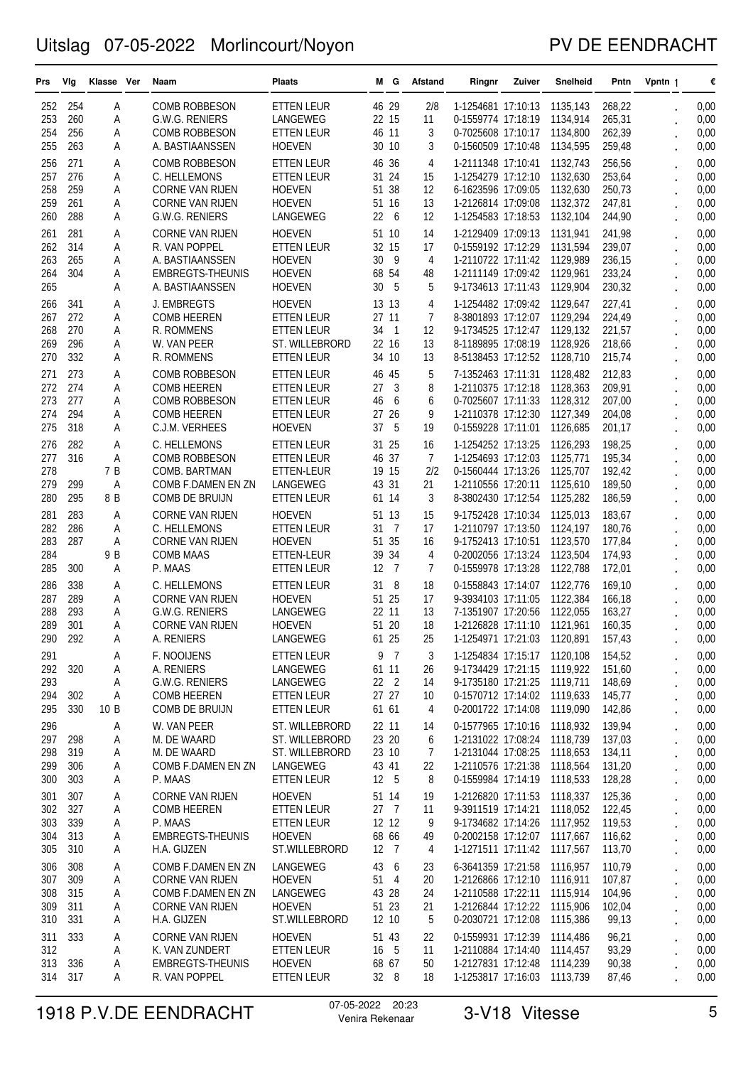# Uitslag 07-05-2022 Morlincourt/Noyon

PV DE EENDRACHT

| Prs | Vlg | Klasse | Ver | Naam | Plaats | M | G | Afstand | Ringnr | Zuiver | Snelheid | Pntn | Vpntn | € |
|---|---|---|---|---|---|---|---|---|---|---|---|---|---|---|
| 252 | 254 | A | | COMB ROBBESON | ETTEN LEUR | 46 | 29 | 2/8 | 1-1254681 | 17:10:13 | 1135,143 | 268,22 | . | 0,00 |
| 253 | 260 | A | | G.W.G. RENIERS | LANGEWEG | 22 | 15 | 11 | 0-1559774 | 17:18:19 | 1134,914 | 265,31 | . | 0,00 |
| 254 | 256 | A | | COMB ROBBESON | ETTEN LEUR | 46 | 11 | 3 | 0-7025608 | 17:10:17 | 1134,800 | 262,39 | . | 0,00 |
| 255 | 263 | A | | A. BASTIAANSSEN | HOEVEN | 30 | 10 | 3 | 0-1560509 | 17:10:48 | 1134,595 | 259,48 | . | 0,00 |
| 256 | 271 | A | | COMB ROBBESON | ETTEN LEUR | 46 | 36 | 4 | 1-2111348 | 17:10:41 | 1132,743 | 256,56 | . | 0,00 |
| 257 | 276 | A | | C. HELLEMONS | ETTEN LEUR | 31 | 24 | 15 | 1-1254279 | 17:12:10 | 1132,630 | 253,64 | . | 0,00 |
| 258 | 259 | A | | CORNE VAN RIJEN | HOEVEN | 51 | 38 | 12 | 6-1623596 | 17:09:05 | 1132,630 | 250,73 | . | 0,00 |
| 259 | 261 | A | | CORNE VAN RIJEN | HOEVEN | 51 | 16 | 13 | 1-2126814 | 17:09:08 | 1132,372 | 247,81 | . | 0,00 |
| 260 | 288 | A | | G.W.G. RENIERS | LANGEWEG | 22 | 6 | 12 | 1-1254583 | 17:18:53 | 1132,104 | 244,90 | . | 0,00 |
| 261 | 281 | A | | CORNE VAN RIJEN | HOEVEN | 51 | 10 | 14 | 1-2129409 | 17:09:13 | 1131,941 | 241,98 | . | 0,00 |
| 262 | 314 | A | | R. VAN POPPEL | ETTEN LEUR | 32 | 15 | 17 | 0-1559192 | 17:12:29 | 1131,594 | 239,07 | . | 0,00 |
| 263 | 265 | A | | A. BASTIAANSSEN | HOEVEN | 30 | 9 | 4 | 1-2110722 | 17:11:42 | 1129,989 | 236,15 | . | 0,00 |
| 264 | 304 | A | | EMBREGTS-THEUNIS | HOEVEN | 68 | 54 | 48 | 1-2111149 | 17:09:42 | 1129,961 | 233,24 | . | 0,00 |
| 265 | | A | | A. BASTIAANSSEN | HOEVEN | 30 | 5 | 5 | 9-1734613 | 17:11:43 | 1129,904 | 230,32 | . | 0,00 |
| 266 | 341 | A | | J. EMBREGTS | HOEVEN | 13 | 13 | 4 | 1-1254482 | 17:09:42 | 1129,647 | 227,41 | . | 0,00 |
| 267 | 272 | A | | COMB HEEREN | ETTEN LEUR | 27 | 11 | 7 | 8-3801893 | 17:12:07 | 1129,294 | 224,49 | . | 0,00 |
| 268 | 270 | A | | R. ROMMENS | ETTEN LEUR | 34 | 1 | 12 | 9-1734525 | 17:12:47 | 1129,132 | 221,57 | . | 0,00 |
| 269 | 296 | A | | W. VAN PEER | ST. WILLEBRORD | 22 | 16 | 13 | 8-1189895 | 17:08:19 | 1128,926 | 218,66 | . | 0,00 |
| 270 | 332 | A | | R. ROMMENS | ETTEN LEUR | 34 | 10 | 13 | 8-5138453 | 17:12:52 | 1128,710 | 215,74 | . | 0,00 |
| 271 | 273 | A | | COMB ROBBESON | ETTEN LEUR | 46 | 45 | 5 | 7-1352463 | 17:11:31 | 1128,482 | 212,83 | . | 0,00 |
| 272 | 274 | A | | COMB HEEREN | ETTEN LEUR | 27 | 3 | 8 | 1-2110375 | 17:12:18 | 1128,363 | 209,91 | . | 0,00 |
| 273 | 277 | A | | COMB ROBBESON | ETTEN LEUR | 46 | 6 | 6 | 0-7025607 | 17:11:33 | 1128,312 | 207,00 | . | 0,00 |
| 274 | 294 | A | | COMB HEEREN | ETTEN LEUR | 27 | 26 | 9 | 1-2110378 | 17:12:30 | 1127,349 | 204,08 | . | 0,00 |
| 275 | 318 | A | | C.J.M. VERHEES | HOEVEN | 37 | 5 | 19 | 0-1559228 | 17:11:01 | 1126,685 | 201,17 | . | 0,00 |
| 276 | 282 | A | | C. HELLEMONS | ETTEN LEUR | 31 | 25 | 16 | 1-1254252 | 17:13:25 | 1126,293 | 198,25 | . | 0,00 |
| 277 | 316 | A | | COMB ROBBESON | ETTEN LEUR | 46 | 37 | 7 | 1-1254693 | 17:12:03 | 1125,771 | 195,34 | . | 0,00 |
| 278 | | 7 | B | COMB. BARTMAN | ETTEN-LEUR | 19 | 15 | 2/2 | 0-1560444 | 17:13:26 | 1125,707 | 192,42 | . | 0,00 |
| 279 | 299 | A | | COMB F.DAMEN EN ZN | LANGEWEG | 43 | 31 | 21 | 1-2110556 | 17:20:11 | 1125,610 | 189,50 | . | 0,00 |
| 280 | 295 | 8 | B | COMB DE BRUIJN | ETTEN LEUR | 61 | 14 | 3 | 8-3802430 | 17:12:54 | 1125,282 | 186,59 | . | 0,00 |
| 281 | 283 | A | | CORNE VAN RIJEN | HOEVEN | 51 | 13 | 15 | 9-1752428 | 17:10:34 | 1125,013 | 183,67 | . | 0,00 |
| 282 | 286 | A | | C. HELLEMONS | ETTEN LEUR | 31 | 7 | 17 | 1-2110797 | 17:13:50 | 1124,197 | 180,76 | . | 0,00 |
| 283 | 287 | A | | CORNE VAN RIJEN | HOEVEN | 51 | 35 | 16 | 9-1752413 | 17:10:51 | 1123,570 | 177,84 | . | 0,00 |
| 284 | | 9 | B | COMB MAAS | ETTEN-LEUR | 39 | 34 | 4 | 0-2002056 | 17:13:24 | 1123,504 | 174,93 | . | 0,00 |
| 285 | 300 | A | | P. MAAS | ETTEN LEUR | 12 | 7 | 7 | 0-1559978 | 17:13:28 | 1122,788 | 172,01 | . | 0,00 |
| 286 | 338 | A | | C. HELLEMONS | ETTEN LEUR | 31 | 8 | 18 | 0-1558843 | 17:14:07 | 1122,776 | 169,10 | . | 0,00 |
| 287 | 289 | A | | CORNE VAN RIJEN | HOEVEN | 51 | 25 | 17 | 9-3934103 | 17:11:05 | 1122,384 | 166,18 | . | 0,00 |
| 288 | 293 | A | | G.W.G. RENIERS | LANGEWEG | 22 | 11 | 13 | 7-1351907 | 17:20:56 | 1122,055 | 163,27 | . | 0,00 |
| 289 | 301 | A | | CORNE VAN RIJEN | HOEVEN | 51 | 20 | 18 | 1-2126828 | 17:11:10 | 1121,961 | 160,35 | . | 0,00 |
| 290 | 292 | A | | A. RENIERS | LANGEWEG | 61 | 25 | 25 | 1-1254971 | 17:21:03 | 1120,891 | 157,43 | . | 0,00 |
| 291 | | A | | F. NOOIJENS | ETTEN LEUR | 9 | 7 | 3 | 1-1254834 | 17:15:17 | 1120,108 | 154,52 | . | 0,00 |
| 292 | 320 | A | | A. RENIERS | LANGEWEG | 61 | 11 | 26 | 9-1734429 | 17:21:15 | 1119,922 | 151,60 | . | 0,00 |
| 293 | | A | | G.W.G. RENIERS | LANGEWEG | 22 | 2 | 14 | 9-1735180 | 17:21:25 | 1119,711 | 148,69 | . | 0,00 |
| 294 | 302 | A | | COMB HEEREN | ETTEN LEUR | 27 | 27 | 10 | 0-1570712 | 17:14:02 | 1119,633 | 145,77 | . | 0,00 |
| 295 | 330 | 10 | B | COMB DE BRUIJN | ETTEN LEUR | 61 | 61 | 4 | 0-2001722 | 17:14:08 | 1119,090 | 142,86 | . | 0,00 |
| 296 | | A | | W. VAN PEER | ST. WILLEBRORD | 22 | 11 | 14 | 0-1577965 | 17:10:16 | 1118,932 | 139,94 | . | 0,00 |
| 297 | 298 | A | | M. DE WAARD | ST. WILLEBRORD | 23 | 20 | 6 | 1-2131022 | 17:08:24 | 1118,739 | 137,03 | . | 0,00 |
| 298 | 319 | A | | M. DE WAARD | ST. WILLEBRORD | 23 | 10 | 7 | 1-2131044 | 17:08:25 | 1118,653 | 134,11 | . | 0,00 |
| 299 | 306 | A | | COMB F.DAMEN EN ZN | LANGEWEG | 43 | 41 | 22 | 1-2110576 | 17:21:38 | 1118,564 | 131,20 | . | 0,00 |
| 300 | 303 | A | | P. MAAS | ETTEN LEUR | 12 | 5 | 8 | 0-1559984 | 17:14:19 | 1118,533 | 128,28 | . | 0,00 |
| 301 | 307 | A | | CORNE VAN RIJEN | HOEVEN | 51 | 14 | 19 | 1-2126820 | 17:11:53 | 1118,337 | 125,36 | . | 0,00 |
| 302 | 327 | A | | COMB HEEREN | ETTEN LEUR | 27 | 7 | 11 | 9-3911519 | 17:14:21 | 1118,052 | 122,45 | . | 0,00 |
| 303 | 339 | A | | P. MAAS | ETTEN LEUR | 12 | 12 | 9 | 9-1734682 | 17:14:26 | 1117,952 | 119,53 | . | 0,00 |
| 304 | 313 | A | | EMBREGTS-THEUNIS | HOEVEN | 68 | 66 | 49 | 0-2002158 | 17:12:07 | 1117,667 | 116,62 | . | 0,00 |
| 305 | 310 | A | | H.A. GIJZEN | ST.WILLEBRORD | 12 | 7 | 4 | 1-1271511 | 17:11:42 | 1117,567 | 113,70 | . | 0,00 |
| 306 | 308 | A | | COMB F.DAMEN EN ZN | LANGEWEG | 43 | 6 | 23 | 6-3641359 | 17:21:58 | 1116,957 | 110,79 | . | 0,00 |
| 307 | 309 | A | | CORNE VAN RIJEN | HOEVEN | 51 | 4 | 20 | 1-2126866 | 17:12:10 | 1116,911 | 107,87 | . | 0,00 |
| 308 | 315 | A | | COMB F.DAMEN EN ZN | LANGEWEG | 43 | 28 | 24 | 1-2110588 | 17:22:11 | 1115,914 | 104,96 | . | 0,00 |
| 309 | 311 | A | | CORNE VAN RIJEN | HOEVEN | 51 | 23 | 21 | 1-2126844 | 17:12:22 | 1115,906 | 102,04 | . | 0,00 |
| 310 | 331 | A | | H.A. GIJZEN | ST.WILLEBRORD | 12 | 10 | 5 | 0-2030721 | 17:12:08 | 1115,386 | 99,13 | . | 0,00 |
| 311 | 333 | A | | CORNE VAN RIJEN | HOEVEN | 51 | 43 | 22 | 0-1559931 | 17:12:39 | 1114,486 | 96,21 | . | 0,00 |
| 312 | | A | | K. VAN ZUNDERT | ETTEN LEUR | 16 | 5 | 11 | 1-2110884 | 17:14:40 | 1114,457 | 93,29 | . | 0,00 |
| 313 | 336 | A | | EMBREGTS-THEUNIS | HOEVEN | 68 | 67 | 50 | 1-2127831 | 17:12:48 | 1114,239 | 90,38 | . | 0,00 |
| 314 | 317 | A | | R. VAN POPPEL | ETTEN LEUR | 32 | 8 | 18 | 1-1253817 | 17:16:03 | 1113,739 | 87,46 | . | 0,00 |

1918 P.V.DE EENDRACHT — 07-05-2022 20:23 Venira Rekenaar — 3-V18 Vitesse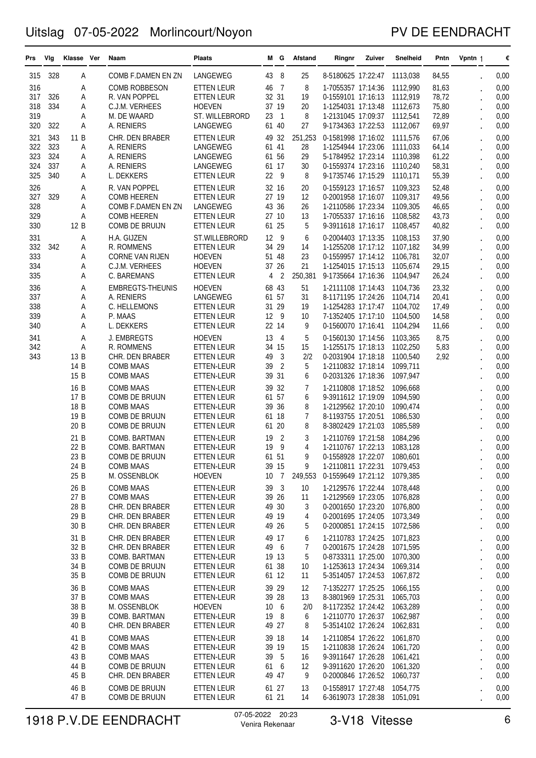# Uitslag 07-05-2022 Morlincourt/Noyon

PV DE EENDRACHT

| Prs | Vlg | Klasse | Ver | Naam | Plaats | M | G | Afstand | Ringnr | Zuiver | Snelheid | Pntn | Vpntn | € |
|---|---|---|---|---|---|---|---|---|---|---|---|---|---|---|
| 315 | 328 | A | | COMB F.DAMEN EN ZN | LANGEWEG | 43 | 8 | 25 | 8-5180625 | 17:22:47 | 1113,038 | 84,55 | . | 0,00 |
| 316 | | A | | COMB ROBBESON | ETTEN LEUR | 46 | 7 | 8 | 1-7055357 | 17:14:36 | 1112,990 | 81,63 | . | 0,00 |
| 317 | 326 | A | | R. VAN POPPEL | ETTEN LEUR | 32 | 31 | 19 | 0-1559101 | 17:16:13 | 1112,919 | 78,72 | . | 0,00 |
| 318 | 334 | A | | C.J.M. VERHEES | HOEVEN | 37 | 19 | 20 | 1-1254031 | 17:13:48 | 1112,673 | 75,80 | . | 0,00 |
| 319 | | A | | M. DE WAARD | ST. WILLEBRORD | 23 | 1 | 8 | 1-2131045 | 17:09:37 | 1112,541 | 72,89 | . | 0,00 |
| 320 | 322 | A | | A. RENIERS | LANGEWEG | 61 | 40 | 27 | 9-1734363 | 17:22:53 | 1112,067 | 69,97 | . | 0,00 |
| 321 | 343 | 11 B | | CHR. DEN BRABER | ETTEN LEUR | 49 | 32 | 251,253 | 0-1581998 | 17:16:02 | 1111,576 | 67,06 | . | 0,00 |
| 322 | 323 | A | | A. RENIERS | LANGEWEG | 61 | 41 | 28 | 1-1254944 | 17:23:06 | 1111,033 | 64,14 | . | 0,00 |
| 323 | 324 | A | | A. RENIERS | LANGEWEG | 61 | 56 | 29 | 5-1784952 | 17:23:14 | 1110,398 | 61,22 | . | 0,00 |
| 324 | 337 | A | | A. RENIERS | LANGEWEG | 61 | 17 | 30 | 0-1559374 | 17:23:16 | 1110,240 | 58,31 | . | 0,00 |
| 325 | 340 | A | | L. DEKKERS | ETTEN LEUR | 22 | 9 | 8 | 9-1735746 | 17:15:29 | 1110,171 | 55,39 | . | 0,00 |
| 326 | | A | | R. VAN POPPEL | ETTEN LEUR | 32 | 16 | 20 | 0-1559123 | 17:16:57 | 1109,323 | 52,48 | . | 0,00 |
| 327 | 329 | A | | COMB HEEREN | ETTEN LEUR | 27 | 19 | 12 | 0-2001958 | 17:16:07 | 1109,317 | 49,56 | . | 0,00 |
| 328 | | A | | COMB F.DAMEN EN ZN | LANGEWEG | 43 | 36 | 26 | 1-2110586 | 17:23:34 | 1109,305 | 46,65 | . | 0,00 |
| 329 | | A | | COMB HEEREN | ETTEN LEUR | 27 | 10 | 13 | 1-7055337 | 17:16:16 | 1108,582 | 43,73 | . | 0,00 |
| 330 | | 12 B | | COMB DE BRUIJN | ETTEN LEUR | 61 | 25 | 5 | 9-3911618 | 17:16:17 | 1108,457 | 40,82 | . | 0,00 |
| 331 | | A | | H.A. GIJZEN | ST.WILLEBRORD | 12 | 9 | 6 | 0-2004403 | 17:13:35 | 1108,153 | 37,90 | . | 0,00 |
| 332 | 342 | A | | R. ROMMENS | ETTEN LEUR | 34 | 29 | 14 | 1-1255208 | 17:17:12 | 1107,182 | 34,99 | . | 0,00 |
| 333 | | A | | CORNE VAN RIJEN | HOEVEN | 51 | 48 | 23 | 0-1559957 | 17:14:12 | 1106,781 | 32,07 | . | 0,00 |
| 334 | | A | | C.J.M. VERHEES | HOEVEN | 37 | 26 | 21 | 1-1254015 | 17:15:13 | 1105,674 | 29,15 | . | 0,00 |
| 335 | | A | | C. BAREMANS | ETTEN LEUR | 4 | 2 | 250,381 | 9-1735664 | 17:16:36 | 1104,947 | 26,24 | . | 0,00 |
| 336 | | A | | EMBREGTS-THEUNIS | HOEVEN | 68 | 43 | 51 | 1-2111108 | 17:14:43 | 1104,736 | 23,32 | . | 0,00 |
| 337 | | A | | A. RENIERS | LANGEWEG | 61 | 57 | 31 | 8-1171195 | 17:24:26 | 1104,714 | 20,41 | . | 0,00 |
| 338 | | A | | C. HELLEMONS | ETTEN LEUR | 31 | 29 | 19 | 1-1254283 | 17:17:47 | 1104,702 | 17,49 | . | 0,00 |
| 339 | | A | | P. MAAS | ETTEN LEUR | 12 | 9 | 10 | 7-1352405 | 17:17:10 | 1104,500 | 14,58 | . | 0,00 |
| 340 | | A | | L. DEKKERS | ETTEN LEUR | 22 | 14 | 9 | 0-1560070 | 17:16:41 | 1104,294 | 11,66 | . | 0,00 |
| 341 | | A | | J. EMBREGTS | HOEVEN | 13 | 4 | 5 | 0-1560130 | 17:14:56 | 1103,365 | 8,75 | . | 0,00 |
| 342 | | A | | R. ROMMENS | ETTEN LEUR | 34 | 15 | 15 | 1-1255175 | 17:18:13 | 1102,250 | 5,83 | . | 0,00 |
| 343 | | 13 B | | CHR. DEN BRABER | ETTEN LEUR | 49 | 3 | 2/2 | 0-2031904 | 17:18:18 | 1100,540 | 2,92 | . | 0,00 |
| | | 14 B | | COMB MAAS | ETTEN-LEUR | 39 | 2 | 5 | 1-2110832 | 17:18:14 | 1099,711 | | . | 0,00 |
| | | 15 B | | COMB MAAS | ETTEN-LEUR | 39 | 31 | 6 | 0-2031326 | 17:18:36 | 1097,947 | | . | 0,00 |
| | | 16 B | | COMB MAAS | ETTEN-LEUR | 39 | 32 | 7 | 1-2110808 | 17:18:52 | 1096,668 | | . | 0,00 |
| | | 17 B | | COMB DE BRUIJN | ETTEN LEUR | 61 | 57 | 6 | 9-3911612 | 17:19:09 | 1094,590 | | . | 0,00 |
| | | 18 B | | COMB MAAS | ETTEN-LEUR | 39 | 36 | 8 | 1-2129562 | 17:20:10 | 1090,474 | | . | 0,00 |
| | | 19 B | | COMB DE BRUIJN | ETTEN LEUR | 61 | 18 | 7 | 8-1193755 | 17:20:51 | 1086,530 | | . | 0,00 |
| | | 20 B | | COMB DE BRUIJN | ETTEN LEUR | 61 | 20 | 8 | 8-3802429 | 17:21:03 | 1085,589 | | . | 0,00 |
| | | 21 B | | COMB. BARTMAN | ETTEN-LEUR | 19 | 2 | 3 | 1-2110769 | 17:21:58 | 1084,296 | | . | 0,00 |
| | | 22 B | | COMB. BARTMAN | ETTEN-LEUR | 19 | 9 | 4 | 1-2110767 | 17:22:13 | 1083,128 | | . | 0,00 |
| | | 23 B | | COMB DE BRUIJN | ETTEN LEUR | 61 | 51 | 9 | 0-1558928 | 17:22:07 | 1080,601 | | . | 0,00 |
| | | 24 B | | COMB MAAS | ETTEN-LEUR | 39 | 15 | 9 | 1-2110811 | 17:22:31 | 1079,453 | | . | 0,00 |
| | | 25 B | | M. OSSENBLOK | HOEVEN | 10 | 7 | 249,553 | 0-1559649 | 17:21:12 | 1079,385 | | . | 0,00 |
| | | 26 B | | COMB MAAS | ETTEN-LEUR | 39 | 3 | 10 | 1-2129576 | 17:22:44 | 1078,448 | | . | 0,00 |
| | | 27 B | | COMB MAAS | ETTEN-LEUR | 39 | 26 | 11 | 1-2129569 | 17:23:05 | 1076,828 | | . | 0,00 |
| | | 28 B | | CHR. DEN BRABER | ETTEN LEUR | 49 | 30 | 3 | 0-2001650 | 17:23:20 | 1076,800 | | . | 0,00 |
| | | 29 B | | CHR. DEN BRABER | ETTEN LEUR | 49 | 19 | 4 | 0-2001695 | 17:24:05 | 1073,349 | | . | 0,00 |
| | | 30 B | | CHR. DEN BRABER | ETTEN LEUR | 49 | 26 | 5 | 0-2000851 | 17:24:15 | 1072,586 | | . | 0,00 |
| | | 31 B | | CHR. DEN BRABER | ETTEN LEUR | 49 | 17 | 6 | 1-2110783 | 17:24:25 | 1071,823 | | . | 0,00 |
| | | 32 B | | CHR. DEN BRABER | ETTEN LEUR | 49 | 6 | 7 | 0-2001675 | 17:24:28 | 1071,595 | | . | 0,00 |
| | | 33 B | | COMB. BARTMAN | ETTEN-LEUR | 19 | 13 | 5 | 0-8733311 | 17:25:00 | 1070,300 | | . | 0,00 |
| | | 34 B | | COMB DE BRUIJN | ETTEN LEUR | 61 | 38 | 10 | 1-1253613 | 17:24:34 | 1069,314 | | . | 0,00 |
| | | 35 B | | COMB DE BRUIJN | ETTEN LEUR | 61 | 12 | 11 | 5-3514057 | 17:24:53 | 1067,872 | | . | 0,00 |
| | | 36 B | | COMB MAAS | ETTEN-LEUR | 39 | 29 | 12 | 7-1352277 | 17:25:25 | 1066,155 | | . | 0,00 |
| | | 37 B | | COMB MAAS | ETTEN-LEUR | 39 | 28 | 13 | 8-3801969 | 17:25:31 | 1065,703 | | . | 0,00 |
| | | 38 B | | M. OSSENBLOK | HOEVEN | 10 | 6 | 2/0 | 8-1172352 | 17:24:42 | 1063,289 | | . | 0,00 |
| | | 39 B | | COMB. BARTMAN | ETTEN-LEUR | 19 | 8 | 6 | 1-2110770 | 17:26:37 | 1062,987 | | . | 0,00 |
| | | 40 B | | CHR. DEN BRABER | ETTEN LEUR | 49 | 27 | 8 | 5-3514102 | 17:26:24 | 1062,831 | | . | 0,00 |
| | | 41 B | | COMB MAAS | ETTEN-LEUR | 39 | 18 | 14 | 1-2110854 | 17:26:22 | 1061,870 | | . | 0,00 |
| | | 42 B | | COMB MAAS | ETTEN-LEUR | 39 | 19 | 15 | 1-2110838 | 17:26:24 | 1061,720 | | . | 0,00 |
| | | 43 B | | COMB MAAS | ETTEN-LEUR | 39 | 5 | 16 | 9-3911647 | 17:26:28 | 1061,421 | | . | 0,00 |
| | | 44 B | | COMB DE BRUIJN | ETTEN LEUR | 61 | 6 | 12 | 9-3911620 | 17:26:20 | 1061,320 | | . | 0,00 |
| | | 45 B | | CHR. DEN BRABER | ETTEN LEUR | 49 | 47 | 9 | 0-2000846 | 17:26:52 | 1060,737 | | . | 0,00 |
| | | 46 B | | COMB DE BRUIJN | ETTEN LEUR | 61 | 27 | 13 | 0-1558917 | 17:27:48 | 1054,775 | | . | 0,00 |
| | | 47 B | | COMB DE BRUIJN | ETTEN LEUR | 61 | 21 | 14 | 6-3619073 | 17:28:38 | 1051,091 | | . | 0,00 |

1918 P.V.DE EENDRACHT — 07-05-2022 20:23 Venira Rekenaar — 3-V18 Vitesse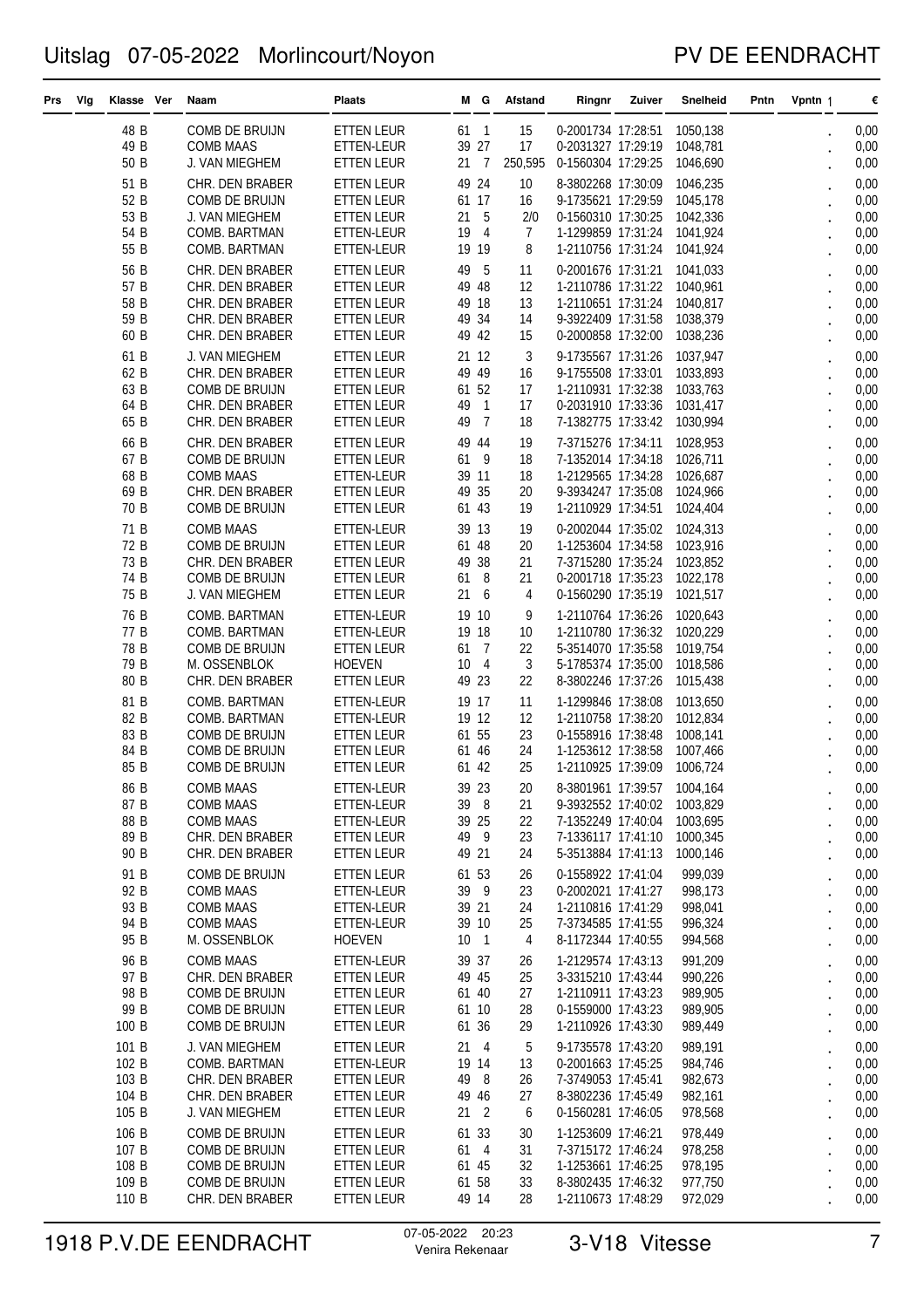# Uitslag 07-05-2022 Morlincourt/Noyon

PV DE EENDRACHT

| Prs | Vlg | Klasse | Ver | Naam | Plaats | M | G | Afstand | Ringnr | Zuiver | Snelheid | Pntn | Vpntn | € |
|---|---|---|---|---|---|---|---|---|---|---|---|---|---|---|
| | | 48 B | | COMB DE BRUIJN | ETTEN LEUR | 61 | 1 | 15 | 0-2001734 | 17:28:51 | 1050,138 | | . | 0,00 |
| | | 49 B | | COMB MAAS | ETTEN-LEUR | 39 | 27 | 17 | 0-2031327 | 17:29:19 | 1048,781 | | . | 0,00 |
| | | 50 B | | J. VAN MIEGHEM | ETTEN LEUR | 21 | 7 | 250,595 | 0-1560304 | 17:29:25 | 1046,690 | | . | 0,00 |
| | | 51 B | | CHR. DEN BRABER | ETTEN LEUR | 49 | 24 | 10 | 8-3802268 | 17:30:09 | 1046,235 | | . | 0,00 |
| | | 52 B | | COMB DE BRUIJN | ETTEN LEUR | 61 | 17 | 16 | 9-1735621 | 17:29:59 | 1045,178 | | . | 0,00 |
| | | 53 B | | J. VAN MIEGHEM | ETTEN LEUR | 21 | 5 | 2/0 | 0-1560310 | 17:30:25 | 1042,336 | | . | 0,00 |
| | | 54 B | | COMB. BARTMAN | ETTEN-LEUR | 19 | 4 | 7 | 1-1299859 | 17:31:24 | 1041,924 | | . | 0,00 |
| | | 55 B | | COMB. BARTMAN | ETTEN-LEUR | 19 | 19 | 8 | 1-2110756 | 17:31:24 | 1041,924 | | . | 0,00 |
| | | 56 B | | CHR. DEN BRABER | ETTEN LEUR | 49 | 5 | 11 | 0-2001676 | 17:31:21 | 1041,033 | | . | 0,00 |
| | | 57 B | | CHR. DEN BRABER | ETTEN LEUR | 49 | 48 | 12 | 1-2110786 | 17:31:22 | 1040,961 | | . | 0,00 |
| | | 58 B | | CHR. DEN BRABER | ETTEN LEUR | 49 | 18 | 13 | 1-2110651 | 17:31:24 | 1040,817 | | . | 0,00 |
| | | 59 B | | CHR. DEN BRABER | ETTEN LEUR | 49 | 34 | 14 | 9-3922409 | 17:31:58 | 1038,379 | | . | 0,00 |
| | | 60 B | | CHR. DEN BRABER | ETTEN LEUR | 49 | 42 | 15 | 0-2000858 | 17:32:00 | 1038,236 | | . | 0,00 |
| | | 61 B | | J. VAN MIEGHEM | ETTEN LEUR | 21 | 12 | 3 | 9-1735567 | 17:31:26 | 1037,947 | | . | 0,00 |
| | | 62 B | | CHR. DEN BRABER | ETTEN LEUR | 49 | 49 | 16 | 9-1755508 | 17:33:01 | 1033,893 | | . | 0,00 |
| | | 63 B | | COMB DE BRUIJN | ETTEN LEUR | 61 | 52 | 17 | 1-2110931 | 17:32:38 | 1033,763 | | . | 0,00 |
| | | 64 B | | CHR. DEN BRABER | ETTEN LEUR | 49 | 1 | 17 | 0-2031910 | 17:33:36 | 1031,417 | | . | 0,00 |
| | | 65 B | | CHR. DEN BRABER | ETTEN LEUR | 49 | 7 | 18 | 7-1382775 | 17:33:42 | 1030,994 | | . | 0,00 |
| | | 66 B | | CHR. DEN BRABER | ETTEN LEUR | 49 | 44 | 19 | 7-3715276 | 17:34:11 | 1028,953 | | . | 0,00 |
| | | 67 B | | COMB DE BRUIJN | ETTEN LEUR | 61 | 9 | 18 | 7-1352014 | 17:34:18 | 1026,711 | | . | 0,00 |
| | | 68 B | | COMB MAAS | ETTEN-LEUR | 39 | 11 | 18 | 1-2129565 | 17:34:28 | 1026,687 | | . | 0,00 |
| | | 69 B | | CHR. DEN BRABER | ETTEN LEUR | 49 | 35 | 20 | 9-3934247 | 17:35:08 | 1024,966 | | . | 0,00 |
| | | 70 B | | COMB DE BRUIJN | ETTEN LEUR | 61 | 43 | 19 | 1-2110929 | 17:34:51 | 1024,404 | | . | 0,00 |
| | | 71 B | | COMB MAAS | ETTEN-LEUR | 39 | 13 | 19 | 0-2002044 | 17:35:02 | 1024,313 | | . | 0,00 |
| | | 72 B | | COMB DE BRUIJN | ETTEN LEUR | 61 | 48 | 20 | 1-1253604 | 17:34:58 | 1023,916 | | . | 0,00 |
| | | 73 B | | CHR. DEN BRABER | ETTEN LEUR | 49 | 38 | 21 | 7-3715280 | 17:35:24 | 1023,852 | | . | 0,00 |
| | | 74 B | | COMB DE BRUIJN | ETTEN LEUR | 61 | 8 | 21 | 0-2001718 | 17:35:23 | 1022,178 | | . | 0,00 |
| | | 75 B | | J. VAN MIEGHEM | ETTEN LEUR | 21 | 6 | 4 | 0-1560290 | 17:35:19 | 1021,517 | | . | 0,00 |
| | | 76 B | | COMB. BARTMAN | ETTEN-LEUR | 19 | 10 | 9 | 1-2110764 | 17:36:26 | 1020,643 | | . | 0,00 |
| | | 77 B | | COMB. BARTMAN | ETTEN-LEUR | 19 | 18 | 10 | 1-2110780 | 17:36:32 | 1020,229 | | . | 0,00 |
| | | 78 B | | COMB DE BRUIJN | ETTEN LEUR | 61 | 7 | 22 | 5-3514070 | 17:35:58 | 1019,754 | | . | 0,00 |
| | | 79 B | | M. OSSENBLOK | HOEVEN | 10 | 4 | 3 | 5-1785374 | 17:35:00 | 1018,586 | | . | 0,00 |
| | | 80 B | | CHR. DEN BRABER | ETTEN LEUR | 49 | 23 | 22 | 8-3802246 | 17:37:26 | 1015,438 | | . | 0,00 |
| | | 81 B | | COMB. BARTMAN | ETTEN-LEUR | 19 | 17 | 11 | 1-1299846 | 17:38:08 | 1013,650 | | . | 0,00 |
| | | 82 B | | COMB. BARTMAN | ETTEN-LEUR | 19 | 12 | 12 | 1-2110758 | 17:38:20 | 1012,834 | | . | 0,00 |
| | | 83 B | | COMB DE BRUIJN | ETTEN LEUR | 61 | 55 | 23 | 0-1558916 | 17:38:48 | 1008,141 | | . | 0,00 |
| | | 84 B | | COMB DE BRUIJN | ETTEN LEUR | 61 | 46 | 24 | 1-1253612 | 17:38:58 | 1007,466 | | . | 0,00 |
| | | 85 B | | COMB DE BRUIJN | ETTEN LEUR | 61 | 42 | 25 | 1-2110925 | 17:39:09 | 1006,724 | | . | 0,00 |
| | | 86 B | | COMB MAAS | ETTEN-LEUR | 39 | 23 | 20 | 8-3801961 | 17:39:57 | 1004,164 | | . | 0,00 |
| | | 87 B | | COMB MAAS | ETTEN-LEUR | 39 | 8 | 21 | 9-3932552 | 17:40:02 | 1003,829 | | . | 0,00 |
| | | 88 B | | COMB MAAS | ETTEN-LEUR | 39 | 25 | 22 | 7-1352249 | 17:40:04 | 1003,695 | | . | 0,00 |
| | | 89 B | | CHR. DEN BRABER | ETTEN LEUR | 49 | 9 | 23 | 7-1336117 | 17:41:10 | 1000,345 | | . | 0,00 |
| | | 90 B | | CHR. DEN BRABER | ETTEN LEUR | 49 | 21 | 24 | 5-3513884 | 17:41:13 | 1000,146 | | . | 0,00 |
| | | 91 B | | COMB DE BRUIJN | ETTEN LEUR | 61 | 53 | 26 | 0-1558922 | 17:41:04 | 999,039 | | . | 0,00 |
| | | 92 B | | COMB MAAS | ETTEN-LEUR | 39 | 9 | 23 | 0-2002021 | 17:41:27 | 998,173 | | . | 0,00 |
| | | 93 B | | COMB MAAS | ETTEN-LEUR | 39 | 21 | 24 | 1-2110816 | 17:41:29 | 998,041 | | . | 0,00 |
| | | 94 B | | COMB MAAS | ETTEN-LEUR | 39 | 10 | 25 | 7-3734585 | 17:41:55 | 996,324 | | . | 0,00 |
| | | 95 B | | M. OSSENBLOK | HOEVEN | 10 | 1 | 4 | 8-1172344 | 17:40:55 | 994,568 | | . | 0,00 |
| | | 96 B | | COMB MAAS | ETTEN-LEUR | 39 | 37 | 26 | 1-2129574 | 17:43:13 | 991,209 | | . | 0,00 |
| | | 97 B | | CHR. DEN BRABER | ETTEN LEUR | 49 | 45 | 25 | 3-3315210 | 17:43:44 | 990,226 | | . | 0,00 |
| | | 98 B | | COMB DE BRUIJN | ETTEN LEUR | 61 | 40 | 27 | 1-2110911 | 17:43:23 | 989,905 | | . | 0,00 |
| | | 99 B | | COMB DE BRUIJN | ETTEN LEUR | 61 | 10 | 28 | 0-1559000 | 17:43:23 | 989,905 | | . | 0,00 |
| | | 100 B | | COMB DE BRUIJN | ETTEN LEUR | 61 | 36 | 29 | 1-2110926 | 17:43:30 | 989,449 | | . | 0,00 |
| | | 101 B | | J. VAN MIEGHEM | ETTEN LEUR | 21 | 4 | 5 | 9-1735578 | 17:43:20 | 989,191 | | . | 0,00 |
| | | 102 B | | COMB. BARTMAN | ETTEN-LEUR | 19 | 14 | 13 | 0-2001663 | 17:45:25 | 984,746 | | . | 0,00 |
| | | 103 B | | CHR. DEN BRABER | ETTEN LEUR | 49 | 8 | 26 | 7-3749053 | 17:45:41 | 982,673 | | . | 0,00 |
| | | 104 B | | CHR. DEN BRABER | ETTEN LEUR | 49 | 46 | 27 | 8-3802236 | 17:45:49 | 982,161 | | . | 0,00 |
| | | 105 B | | J. VAN MIEGHEM | ETTEN LEUR | 21 | 2 | 6 | 0-1560281 | 17:46:05 | 978,568 | | . | 0,00 |
| | | 106 B | | COMB DE BRUIJN | ETTEN LEUR | 61 | 33 | 30 | 1-1253609 | 17:46:21 | 978,449 | | . | 0,00 |
| | | 107 B | | COMB DE BRUIJN | ETTEN LEUR | 61 | 4 | 31 | 7-3715172 | 17:46:24 | 978,258 | | . | 0,00 |
| | | 108 B | | COMB DE BRUIJN | ETTEN LEUR | 61 | 45 | 32 | 1-1253661 | 17:46:25 | 978,195 | | . | 0,00 |
| | | 109 B | | COMB DE BRUIJN | ETTEN LEUR | 61 | 58 | 33 | 8-3802435 | 17:46:32 | 977,750 | | . | 0,00 |
| | | 110 B | | CHR. DEN BRABER | ETTEN LEUR | 49 | 14 | 28 | 1-2110673 | 17:48:29 | 972,029 | | . | 0,00 |

1918 P.V.DE EENDRACHT — 07-05-2022 20:23 Venira Rekenaar — 3-V18 Vitesse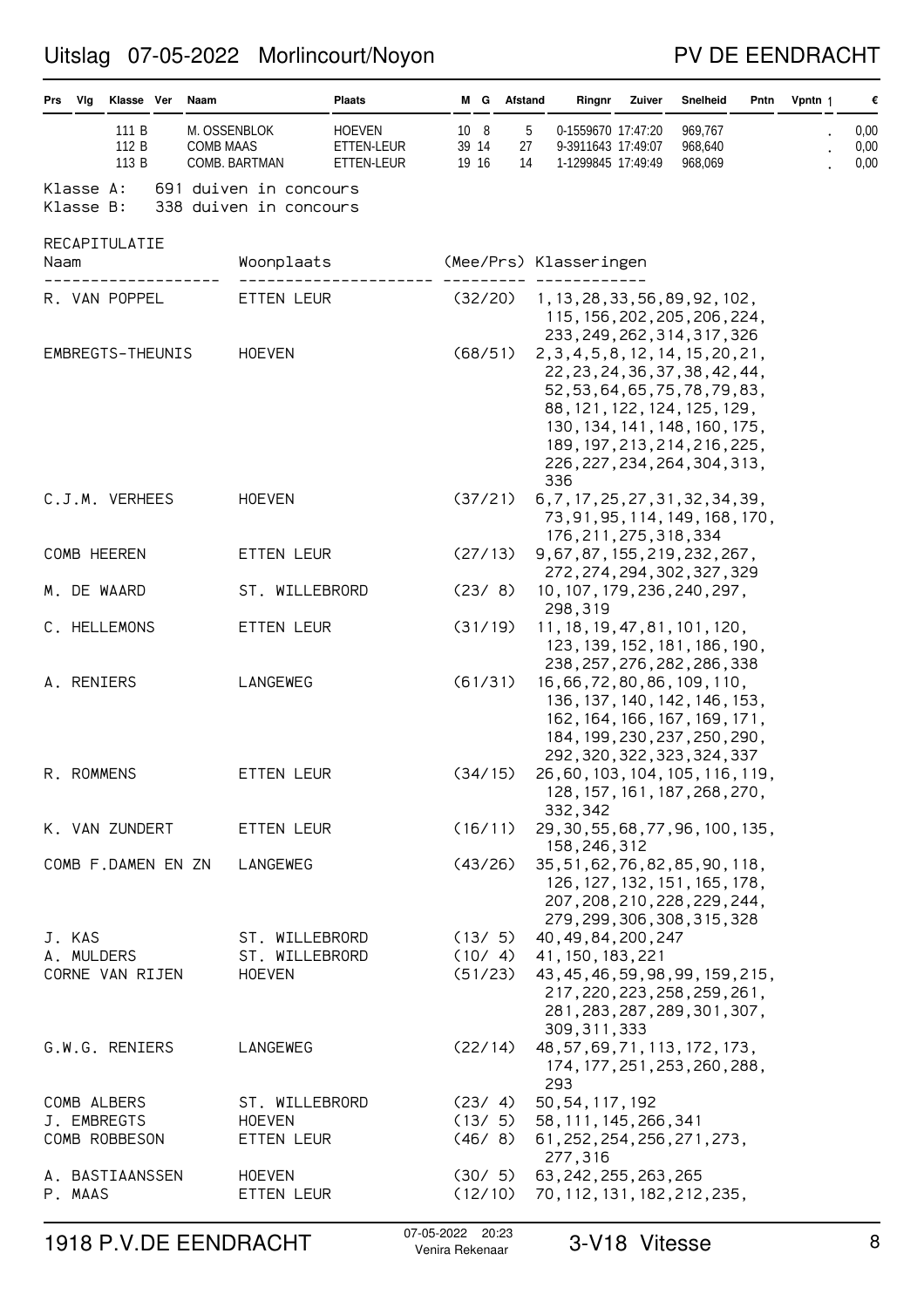| Prs | Vlg | Klasse | Ver | Naam | Plaats | M | G | Afstand | Ringnr | Zuiver | Snelheid | Pntn | Vpntn | € |
|---|---|---|---|---|---|---|---|---|---|---|---|---|---|---|
| | | 111 B | | M. OSSENBLOK | HOEVEN | 10 | 8 | 5 | 0-1559670 | 17:47:20 | 969,767 | | . | 0,00 |
| | | 112 B | | COMB MAAS | ETTEN-LEUR | 39 | 14 | 27 | 9-3911643 | 17:49:07 | 968,640 | | . | 0,00 |
| | | 113 B | | COMB. BARTMAN | ETTEN-LEUR | 19 | 16 | 14 | 1-1299845 | 17:49:49 | 968,069 | | . | 0,00 |

Klasse A: 691 duiven in concours
Klasse B: 338 duiven in concours

RECAPITULATIE

| Naam | Woonplaats | (Mee/Prs) | Klasseringen |
|---|---|---|---|
| R. VAN POPPEL | ETTEN LEUR | (32/20) | 1,13,28,33,56,89,92,102, 115,156,202,205,206,224, 233,249,262,314,317,326 |
| EMBREGTS-THEUNIS | HOEVEN | (68/51) | 2,3,4,5,8,12,14,15,20,21, 22,23,24,36,37,38,42,44, 52,53,64,65,75,78,79,83, 88,121,122,124,125,129, 130,134,141,148,160,175, 189,197,213,214,216,225, 226,227,234,264,304,313, 336 |
| C.J.M. VERHEES | HOEVEN | (37/21) | 6,7,17,25,27,31,32,34,39, 73,91,95,114,149,168,170, 176,211,275,318,334 |
| COMB HEEREN | ETTEN LEUR | (27/13) | 9,67,87,155,219,232,267, 272,274,294,302,327,329 |
| M. DE WAARD | ST. WILLEBRORD | (23/ 8) | 10,107,179,236,240,297, 298,319 |
| C. HELLEMONS | ETTEN LEUR | (31/19) | 11,18,19,47,81,101,120, 123,139,152,181,186,190, 238,257,276,282,286,338 |
| A. RENIERS | LANGEWEG | (61/31) | 16,66,72,80,86,109,110, 136,137,140,142,146,153, 162,164,166,167,169,171, 184,199,230,237,250,290, 292,320,322,323,324,337 |
| R. ROMMENS | ETTEN LEUR | (34/15) | 26,60,103,104,105,116,119, 128,157,161,187,268,270, 332,342 |
| K. VAN ZUNDERT | ETTEN LEUR | (16/11) | 29,30,55,68,77,96,100,135, 158,246,312 |
| COMB F.DAMEN EN ZN | LANGEWEG | (43/26) | 35,51,62,76,82,85,90,118, 126,127,132,151,165,178, 207,208,210,228,229,244, 279,299,306,308,315,328 |
| J. KAS | ST. WILLEBRORD | (13/ 5) | 40,49,84,200,247 |
| A. MULDERS | ST. WILLEBRORD | (10/ 4) | 41,150,183,221 |
| CORNE VAN RIJEN | HOEVEN | (51/23) | 43,45,46,59,98,99,159,215, 217,220,223,258,259,261, 281,283,287,289,301,307, 309,311,333 |
| G.W.G. RENIERS | LANGEWEG | (22/14) | 48,57,69,71,113,172,173, 174,177,251,253,260,288, 293 |
| COMB ALBERS | ST. WILLEBRORD | (23/ 4) | 50,54,117,192 |
| J. EMBREGTS | HOEVEN | (13/ 5) | 58,111,145,266,341 |
| COMB ROBBESON | ETTEN LEUR | (46/ 8) | 61,252,254,256,271,273, 277,316 |
| A. BASTIAANSSEN | HOEVEN | (30/ 5) | 63,242,255,263,265 |
| P. MAAS | ETTEN LEUR | (12/10) | 70,112,131,182,212,235, |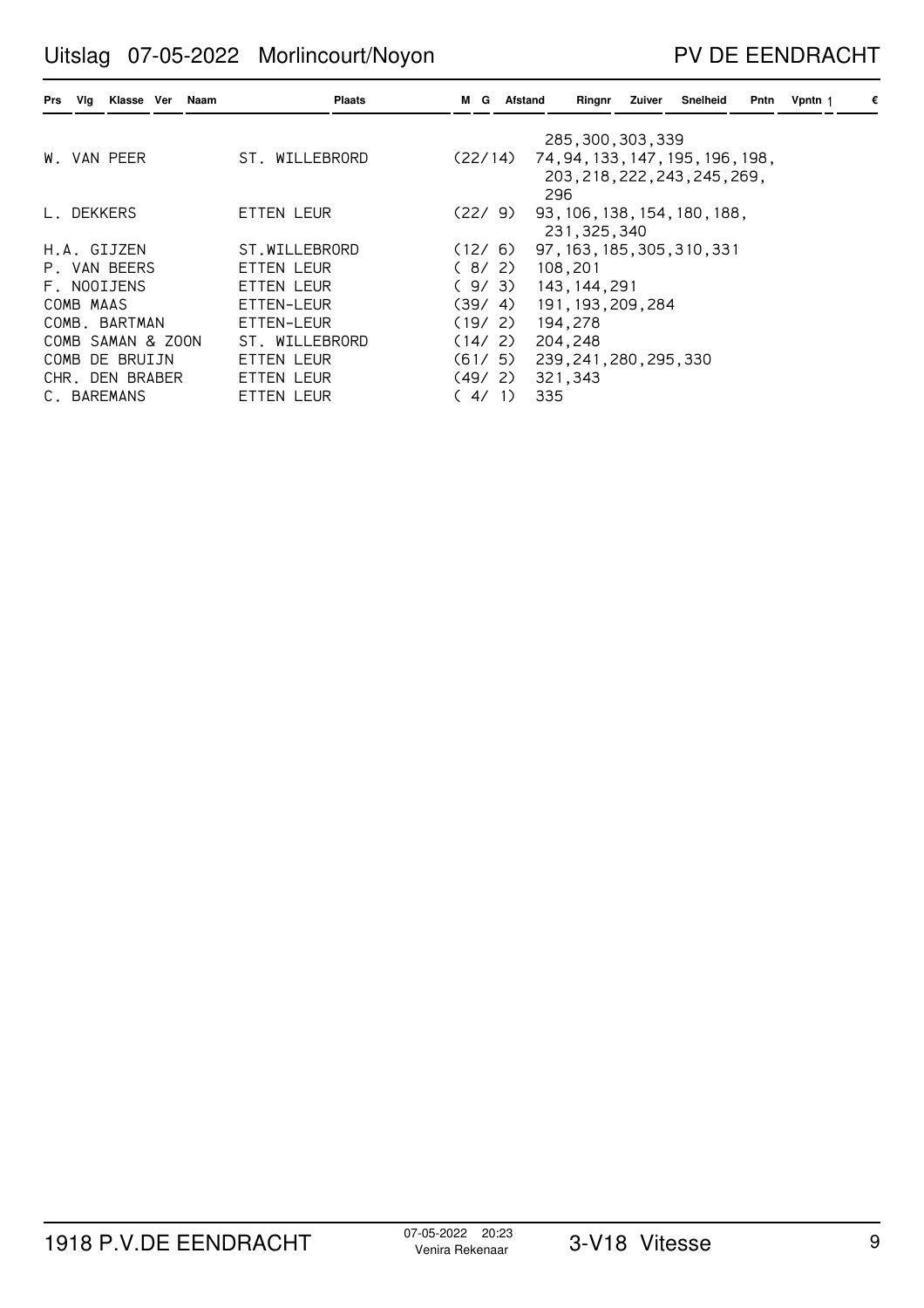# Uitslag 07-05-2022 Morlincourt/Noyon

PV DE EENDRACHT

| Prs | Vlg | Klasse | Ver | Naam | Plaats | M G | Afstand | Ringnr | Zuiver | Snelheid | Pntn | Vpntn 1 | € |
|---|---|---|---|---|---|---|---|---|---|---|---|---|---|
| | | | | | | | 285,300,303,339 | | | | | | |
| | | | | W. VAN PEER | ST. WILLEBRORD | (22/14) | 74,94,133,147,195,196,198, 203,218,222,243,245,269, 296 | | | | | | |
| | | | | L. DEKKERS | ETTEN LEUR | (22/ 9) | 93,106,138,154,180,188, 231,325,340 | | | | | | |
| | | | | H.A. GIJZEN | ST.WILLEBRORD | (12/ 6) | 97,163,185,305,310,331 | | | | | | |
| | | | | P. VAN BEERS | ETTEN LEUR | ( 8/ 2) | 108,201 | | | | | | |
| | | | | F. NOOIJENS | ETTEN LEUR | ( 9/ 3) | 143,144,291 | | | | | | |
| | | | | COMB MAAS | ETTEN-LEUR | (39/ 4) | 191,193,209,284 | | | | | | |
| | | | | COMB. BARTMAN | ETTEN-LEUR | (19/ 2) | 194,278 | | | | | | |
| | | | | COMB SAMAN & ZOON | ST. WILLEBRORD | (14/ 2) | 204,248 | | | | | | |
| | | | | COMB DE BRUIJN | ETTEN LEUR | (61/ 5) | 239,241,280,295,330 | | | | | | |
| | | | | CHR. DEN BRABER | ETTEN LEUR | (49/ 2) | 321,343 | | | | | | |
| | | | | C. BAREMANS | ETTEN LEUR | ( 4/ 1) | 335 | | | | | | |

1918 P.V.DE EENDRACHT    07-05-2022 20:23 Venira Rekenaar    3-V18 Vitesse